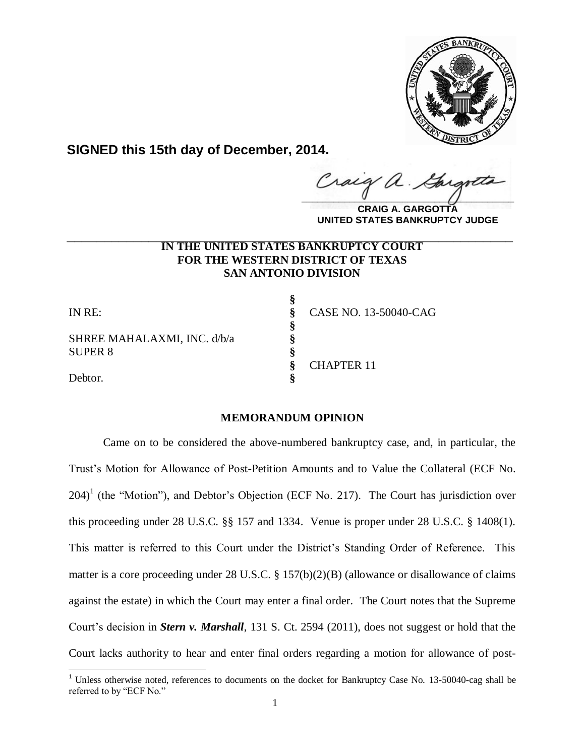**SIGNED this 15th day of December, 2014.**

**CRAIG A. GARGOTTA**
**UNITED STATES BANKRUPTCY JUDGE**

---

**IN THE UNITED STATES BANKRUPTCY COURT**
**FOR THE WESTERN DISTRICT OF TEXAS**
**SAN ANTONIO DIVISION**

| | | |
|---|---|---|
| | § | |
| IN RE: | § | CASE NO. 13-50040-CAG |
| | § | |
| SHREE MAHALAXMI, INC. d/b/a | § | |
| SUPER 8 | § | |
| | § | CHAPTER 11 |
| Debtor. | § | |

**MEMORANDUM OPINION**

Came on to be considered the above-numbered bankruptcy case, and, in particular, the Trust's Motion for Allowance of Post-Petition Amounts and to Value the Collateral (ECF No. 204)[1] (the "Motion"), and Debtor's Objection (ECF No. 217). The Court has jurisdiction over this proceeding under 28 U.S.C. §§ 157 and 1334. Venue is proper under 28 U.S.C. § 1408(1). This matter is referred to this Court under the District's Standing Order of Reference. This matter is a core proceeding under 28 U.S.C. § 157(b)(2)(B) (allowance or disallowance of claims against the estate) in which the Court may enter a final order. The Court notes that the Supreme Court's decision in ***Stern v. Marshall***, 131 S. Ct. 2594 (2011), does not suggest or hold that the Court lacks authority to hear and enter final orders regarding a motion for allowance of post-

[1] Unless otherwise noted, references to documents on the docket for Bankruptcy Case No. 13-50040-cag shall be referred to by "ECF No."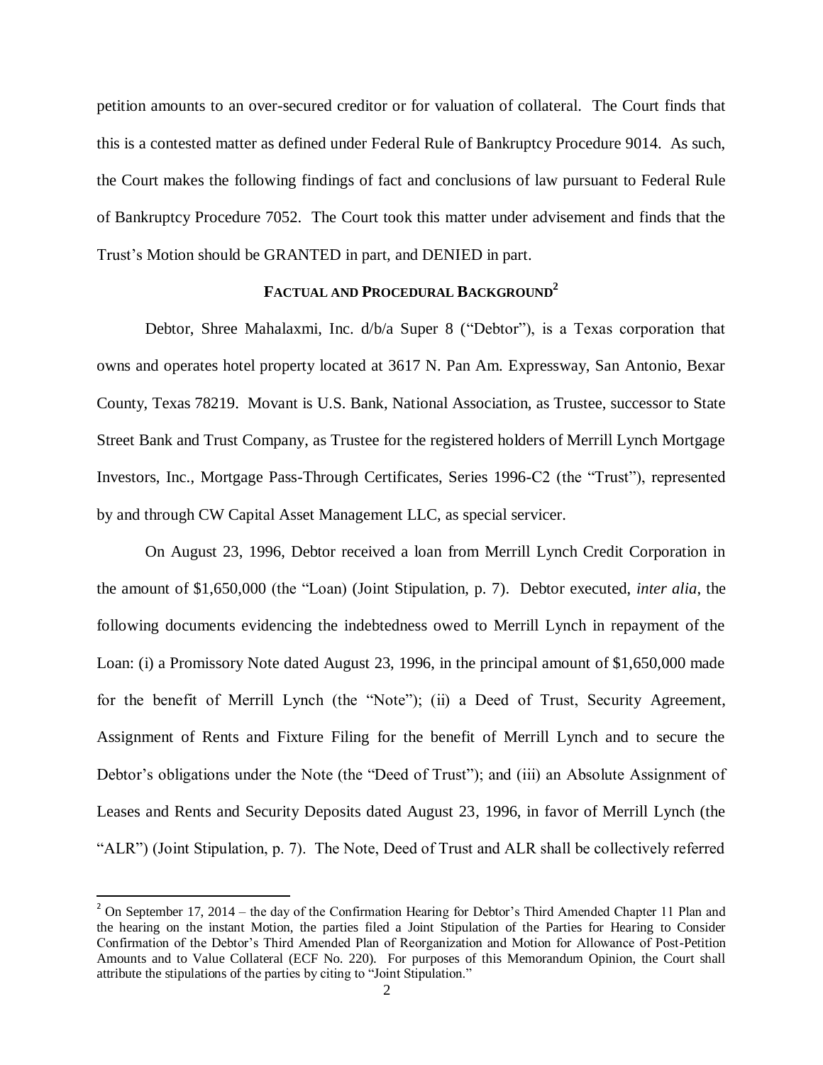petition amounts to an over-secured creditor or for valuation of collateral. The Court finds that this is a contested matter as defined under Federal Rule of Bankruptcy Procedure 9014. As such, the Court makes the following findings of fact and conclusions of law pursuant to Federal Rule of Bankruptcy Procedure 7052. The Court took this matter under advisement and finds that the Trust's Motion should be GRANTED in part, and DENIED in part.

## FACTUAL AND PROCEDURAL BACKGROUND[2]

Debtor, Shree Mahalaxmi, Inc. d/b/a Super 8 ("Debtor"), is a Texas corporation that owns and operates hotel property located at 3617 N. Pan Am. Expressway, San Antonio, Bexar County, Texas 78219. Movant is U.S. Bank, National Association, as Trustee, successor to State Street Bank and Trust Company, as Trustee for the registered holders of Merrill Lynch Mortgage Investors, Inc., Mortgage Pass-Through Certificates, Series 1996-C2 (the "Trust"), represented by and through CW Capital Asset Management LLC, as special servicer.

On August 23, 1996, Debtor received a loan from Merrill Lynch Credit Corporation in the amount of $1,650,000 (the "Loan) (Joint Stipulation, p. 7). Debtor executed, *inter alia*, the following documents evidencing the indebtedness owed to Merrill Lynch in repayment of the Loan: (i) a Promissory Note dated August 23, 1996, in the principal amount of $1,650,000 made for the benefit of Merrill Lynch (the "Note"); (ii) a Deed of Trust, Security Agreement, Assignment of Rents and Fixture Filing for the benefit of Merrill Lynch and to secure the Debtor's obligations under the Note (the "Deed of Trust"); and (iii) an Absolute Assignment of Leases and Rents and Security Deposits dated August 23, 1996, in favor of Merrill Lynch (the "ALR") (Joint Stipulation, p. 7). The Note, Deed of Trust and ALR shall be collectively referred

[2] On September 17, 2014 – the day of the Confirmation Hearing for Debtor's Third Amended Chapter 11 Plan and the hearing on the instant Motion, the parties filed a Joint Stipulation of the Parties for Hearing to Consider Confirmation of the Debtor's Third Amended Plan of Reorganization and Motion for Allowance of Post-Petition Amounts and to Value Collateral (ECF No. 220). For purposes of this Memorandum Opinion, the Court shall attribute the stipulations of the parties by citing to "Joint Stipulation."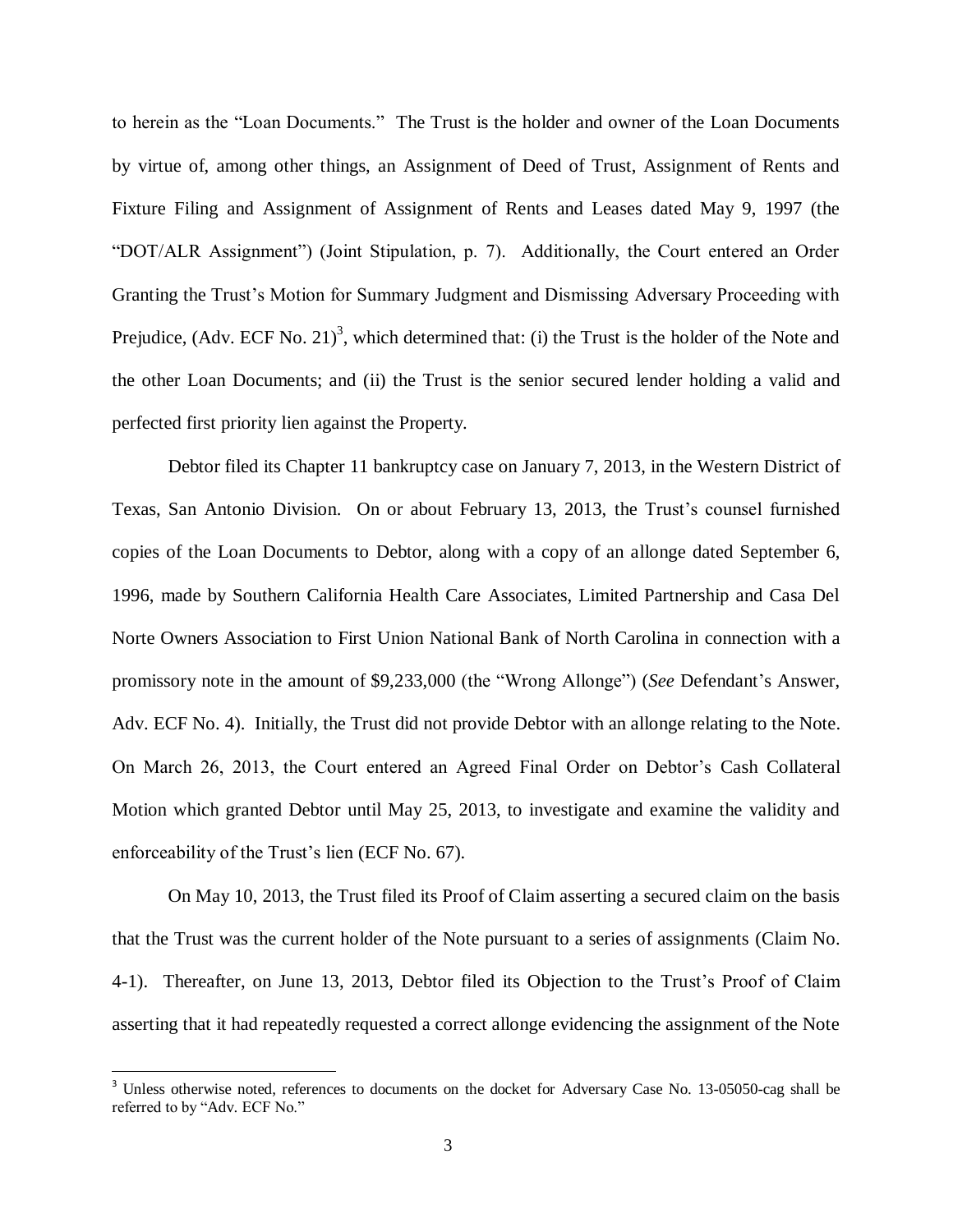to herein as the "Loan Documents." The Trust is the holder and owner of the Loan Documents by virtue of, among other things, an Assignment of Deed of Trust, Assignment of Rents and Fixture Filing and Assignment of Assignment of Rents and Leases dated May 9, 1997 (the "DOT/ALR Assignment") (Joint Stipulation, p. 7). Additionally, the Court entered an Order Granting the Trust's Motion for Summary Judgment and Dismissing Adversary Proceeding with Prejudice, (Adv. ECF No. 21)[3], which determined that: (i) the Trust is the holder of the Note and the other Loan Documents; and (ii) the Trust is the senior secured lender holding a valid and perfected first priority lien against the Property.

Debtor filed its Chapter 11 bankruptcy case on January 7, 2013, in the Western District of Texas, San Antonio Division. On or about February 13, 2013, the Trust's counsel furnished copies of the Loan Documents to Debtor, along with a copy of an allonge dated September 6, 1996, made by Southern California Health Care Associates, Limited Partnership and Casa Del Norte Owners Association to First Union National Bank of North Carolina in connection with a promissory note in the amount of $9,233,000 (the "Wrong Allonge") (*See* Defendant's Answer, Adv. ECF No. 4). Initially, the Trust did not provide Debtor with an allonge relating to the Note. On March 26, 2013, the Court entered an Agreed Final Order on Debtor's Cash Collateral Motion which granted Debtor until May 25, 2013, to investigate and examine the validity and enforceability of the Trust's lien (ECF No. 67).

On May 10, 2013, the Trust filed its Proof of Claim asserting a secured claim on the basis that the Trust was the current holder of the Note pursuant to a series of assignments (Claim No. 4-1). Thereafter, on June 13, 2013, Debtor filed its Objection to the Trust's Proof of Claim asserting that it had repeatedly requested a correct allonge evidencing the assignment of the Note

[3] Unless otherwise noted, references to documents on the docket for Adversary Case No. 13-05050-cag shall be referred to by "Adv. ECF No."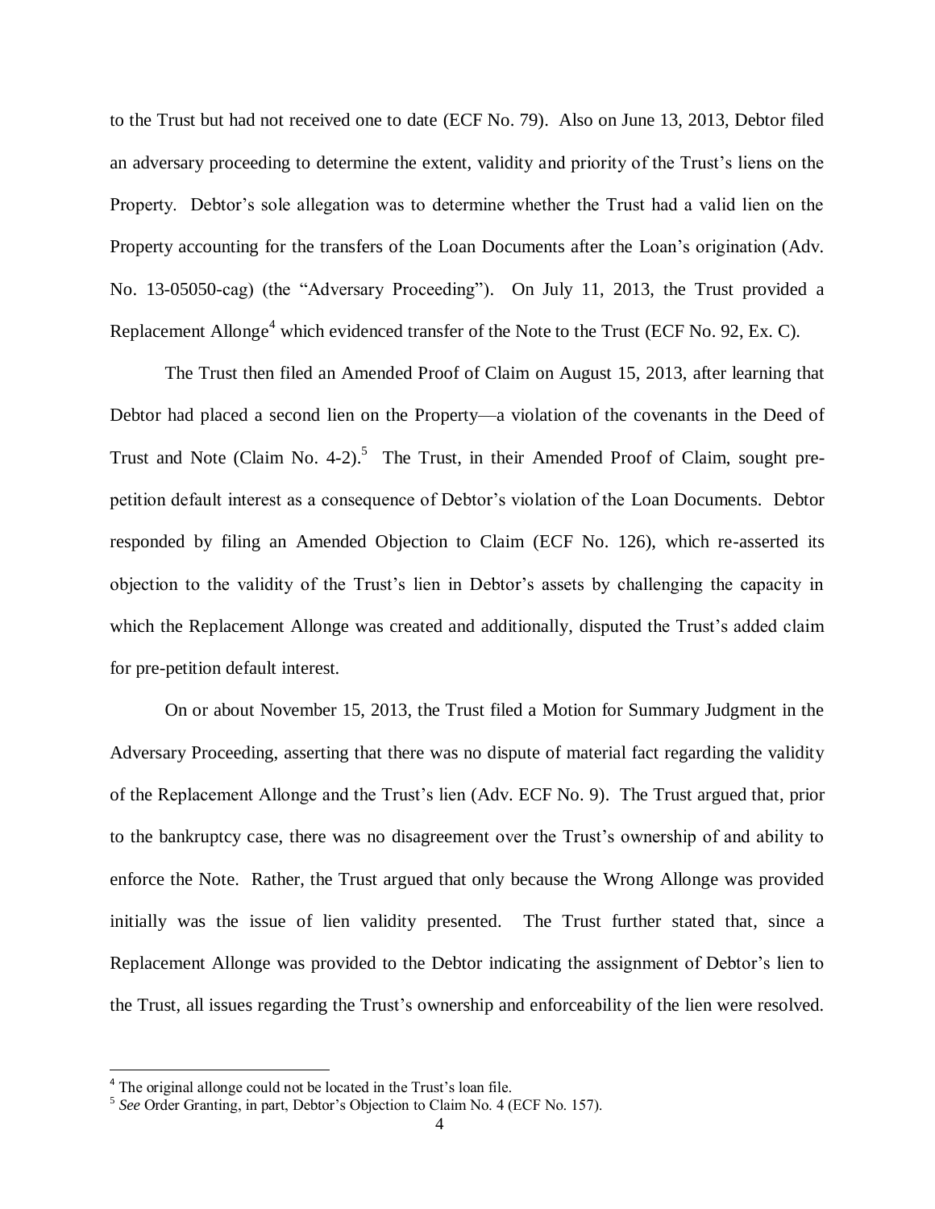to the Trust but had not received one to date (ECF No. 79). Also on June 13, 2013, Debtor filed an adversary proceeding to determine the extent, validity and priority of the Trust's liens on the Property. Debtor's sole allegation was to determine whether the Trust had a valid lien on the Property accounting for the transfers of the Loan Documents after the Loan's origination (Adv. No. 13-05050-cag) (the "Adversary Proceeding"). On July 11, 2013, the Trust provided a Replacement Allonge[4] which evidenced transfer of the Note to the Trust (ECF No. 92, Ex. C).

The Trust then filed an Amended Proof of Claim on August 15, 2013, after learning that Debtor had placed a second lien on the Property—a violation of the covenants in the Deed of Trust and Note (Claim No. 4-2).[5] The Trust, in their Amended Proof of Claim, sought pre-petition default interest as a consequence of Debtor's violation of the Loan Documents. Debtor responded by filing an Amended Objection to Claim (ECF No. 126), which re-asserted its objection to the validity of the Trust's lien in Debtor's assets by challenging the capacity in which the Replacement Allonge was created and additionally, disputed the Trust's added claim for pre-petition default interest.

On or about November 15, 2013, the Trust filed a Motion for Summary Judgment in the Adversary Proceeding, asserting that there was no dispute of material fact regarding the validity of the Replacement Allonge and the Trust's lien (Adv. ECF No. 9). The Trust argued that, prior to the bankruptcy case, there was no disagreement over the Trust's ownership of and ability to enforce the Note. Rather, the Trust argued that only because the Wrong Allonge was provided initially was the issue of lien validity presented. The Trust further stated that, since a Replacement Allonge was provided to the Debtor indicating the assignment of Debtor's lien to the Trust, all issues regarding the Trust's ownership and enforceability of the lien were resolved.

---

[4] The original allonge could not be located in the Trust's loan file.

[5] *See* Order Granting, in part, Debtor's Objection to Claim No. 4 (ECF No. 157).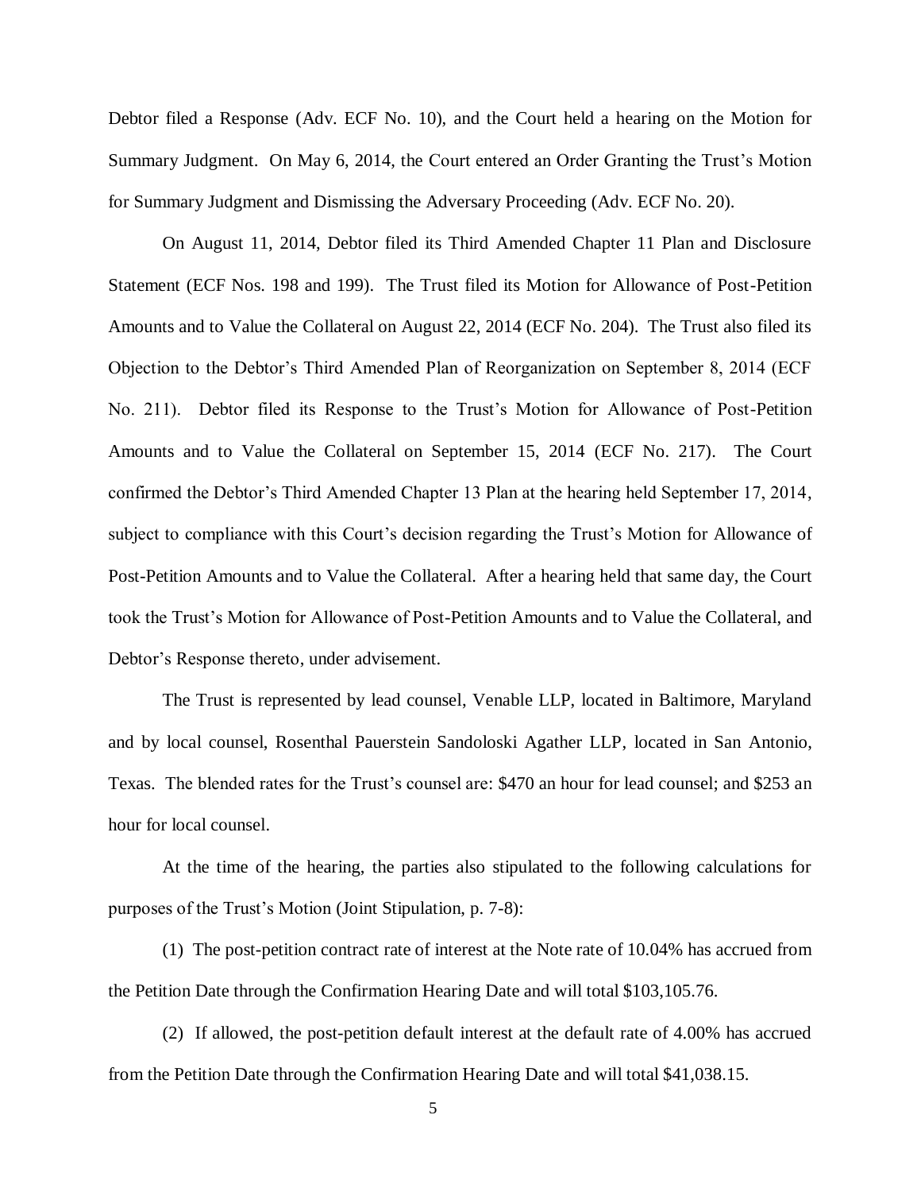Debtor filed a Response (Adv. ECF No. 10), and the Court held a hearing on the Motion for Summary Judgment. On May 6, 2014, the Court entered an Order Granting the Trust's Motion for Summary Judgment and Dismissing the Adversary Proceeding (Adv. ECF No. 20).

On August 11, 2014, Debtor filed its Third Amended Chapter 11 Plan and Disclosure Statement (ECF Nos. 198 and 199). The Trust filed its Motion for Allowance of Post-Petition Amounts and to Value the Collateral on August 22, 2014 (ECF No. 204). The Trust also filed its Objection to the Debtor's Third Amended Plan of Reorganization on September 8, 2014 (ECF No. 211). Debtor filed its Response to the Trust's Motion for Allowance of Post-Petition Amounts and to Value the Collateral on September 15, 2014 (ECF No. 217). The Court confirmed the Debtor's Third Amended Chapter 13 Plan at the hearing held September 17, 2014, subject to compliance with this Court's decision regarding the Trust's Motion for Allowance of Post-Petition Amounts and to Value the Collateral. After a hearing held that same day, the Court took the Trust's Motion for Allowance of Post-Petition Amounts and to Value the Collateral, and Debtor's Response thereto, under advisement.

The Trust is represented by lead counsel, Venable LLP, located in Baltimore, Maryland and by local counsel, Rosenthal Pauerstein Sandoloski Agather LLP, located in San Antonio, Texas. The blended rates for the Trust's counsel are: $470 an hour for lead counsel; and $253 an hour for local counsel.

At the time of the hearing, the parties also stipulated to the following calculations for purposes of the Trust's Motion (Joint Stipulation, p. 7-8):

(1) The post-petition contract rate of interest at the Note rate of 10.04% has accrued from the Petition Date through the Confirmation Hearing Date and will total $103,105.76.

(2) If allowed, the post-petition default interest at the default rate of 4.00% has accrued from the Petition Date through the Confirmation Hearing Date and will total $41,038.15.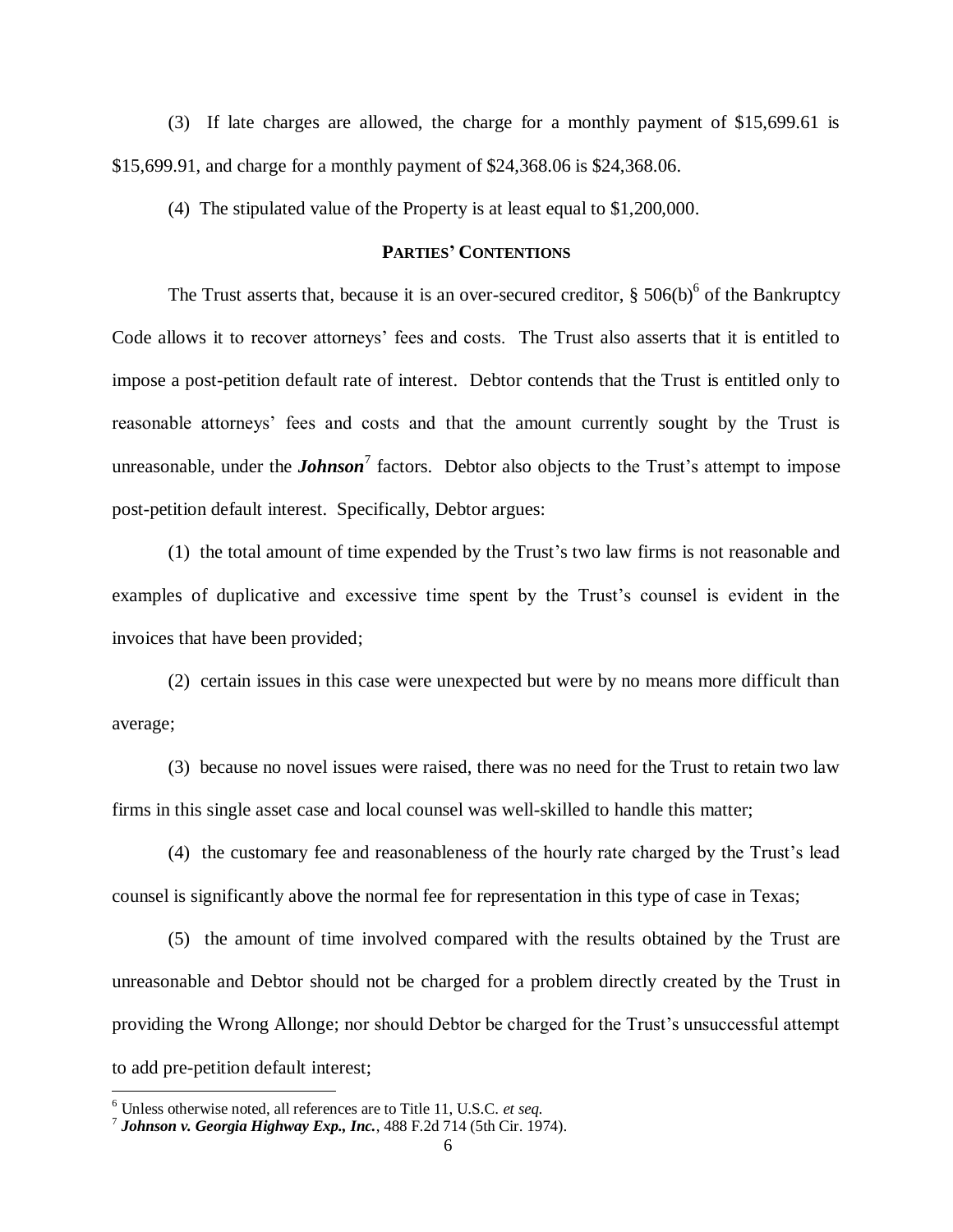(3) If late charges are allowed, the charge for a monthly payment of $15,699.61 is $15,699.91, and charge for a monthly payment of $24,368.06 is $24,368.06.

(4) The stipulated value of the Property is at least equal to $1,200,000.

## PARTIES' CONTENTIONS

The Trust asserts that, because it is an over-secured creditor, § 506(b)[6] of the Bankruptcy Code allows it to recover attorneys' fees and costs. The Trust also asserts that it is entitled to impose a post-petition default rate of interest. Debtor contends that the Trust is entitled only to reasonable attorneys' fees and costs and that the amount currently sought by the Trust is unreasonable, under the ***Johnson***[7] factors. Debtor also objects to the Trust's attempt to impose post-petition default interest. Specifically, Debtor argues:

(1) the total amount of time expended by the Trust's two law firms is not reasonable and examples of duplicative and excessive time spent by the Trust's counsel is evident in the invoices that have been provided;

(2) certain issues in this case were unexpected but were by no means more difficult than average;

(3) because no novel issues were raised, there was no need for the Trust to retain two law firms in this single asset case and local counsel was well-skilled to handle this matter;

(4) the customary fee and reasonableness of the hourly rate charged by the Trust's lead counsel is significantly above the normal fee for representation in this type of case in Texas;

(5) the amount of time involved compared with the results obtained by the Trust are unreasonable and Debtor should not be charged for a problem directly created by the Trust in providing the Wrong Allonge; nor should Debtor be charged for the Trust's unsuccessful attempt to add pre-petition default interest;

---

[6] Unless otherwise noted, all references are to Title 11, U.S.C. *et seq.*

[7] ***Johnson v. Georgia Highway Exp., Inc.***, 488 F.2d 714 (5th Cir. 1974).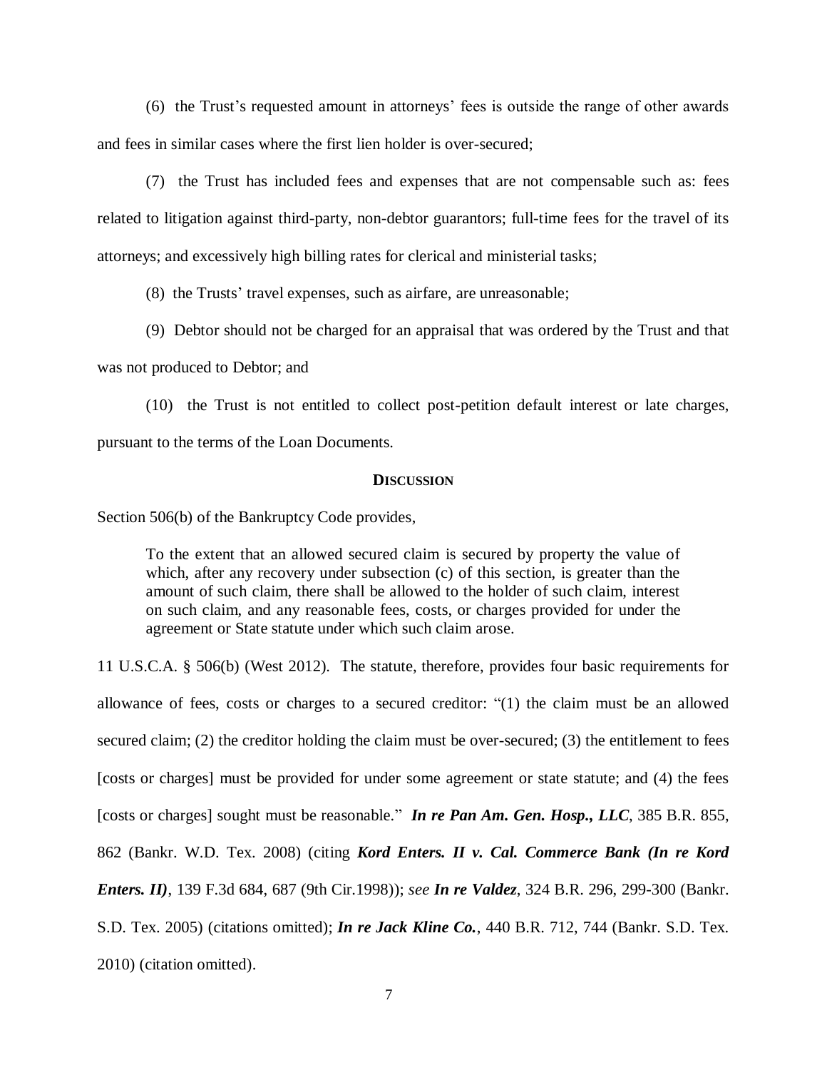(6) the Trust's requested amount in attorneys' fees is outside the range of other awards and fees in similar cases where the first lien holder is over-secured;

(7) the Trust has included fees and expenses that are not compensable such as: fees related to litigation against third-party, non-debtor guarantors; full-time fees for the travel of its attorneys; and excessively high billing rates for clerical and ministerial tasks;

(8) the Trusts' travel expenses, such as airfare, are unreasonable;

(9) Debtor should not be charged for an appraisal that was ordered by the Trust and that was not produced to Debtor; and

(10) the Trust is not entitled to collect post-petition default interest or late charges, pursuant to the terms of the Loan Documents.

## DISCUSSION

Section 506(b) of the Bankruptcy Code provides,

> To the extent that an allowed secured claim is secured by property the value of which, after any recovery under subsection (c) of this section, is greater than the amount of such claim, there shall be allowed to the holder of such claim, interest on such claim, and any reasonable fees, costs, or charges provided for under the agreement or State statute under which such claim arose.

11 U.S.C.A. § 506(b) (West 2012). The statute, therefore, provides four basic requirements for allowance of fees, costs or charges to a secured creditor: "(1) the claim must be an allowed secured claim; (2) the creditor holding the claim must be over-secured; (3) the entitlement to fees [costs or charges] must be provided for under some agreement or state statute; and (4) the fees [costs or charges] sought must be reasonable." ***In re Pan Am. Gen. Hosp., LLC***, 385 B.R. 855, 862 (Bankr. W.D. Tex. 2008) (citing ***Kord Enters. II v. Cal. Commerce Bank (In re Kord Enters. II)***, 139 F.3d 684, 687 (9th Cir.1998)); *see* ***In re Valdez***, 324 B.R. 296, 299-300 (Bankr. S.D. Tex. 2005) (citations omitted); ***In re Jack Kline Co.***, 440 B.R. 712, 744 (Bankr. S.D. Tex. 2010) (citation omitted).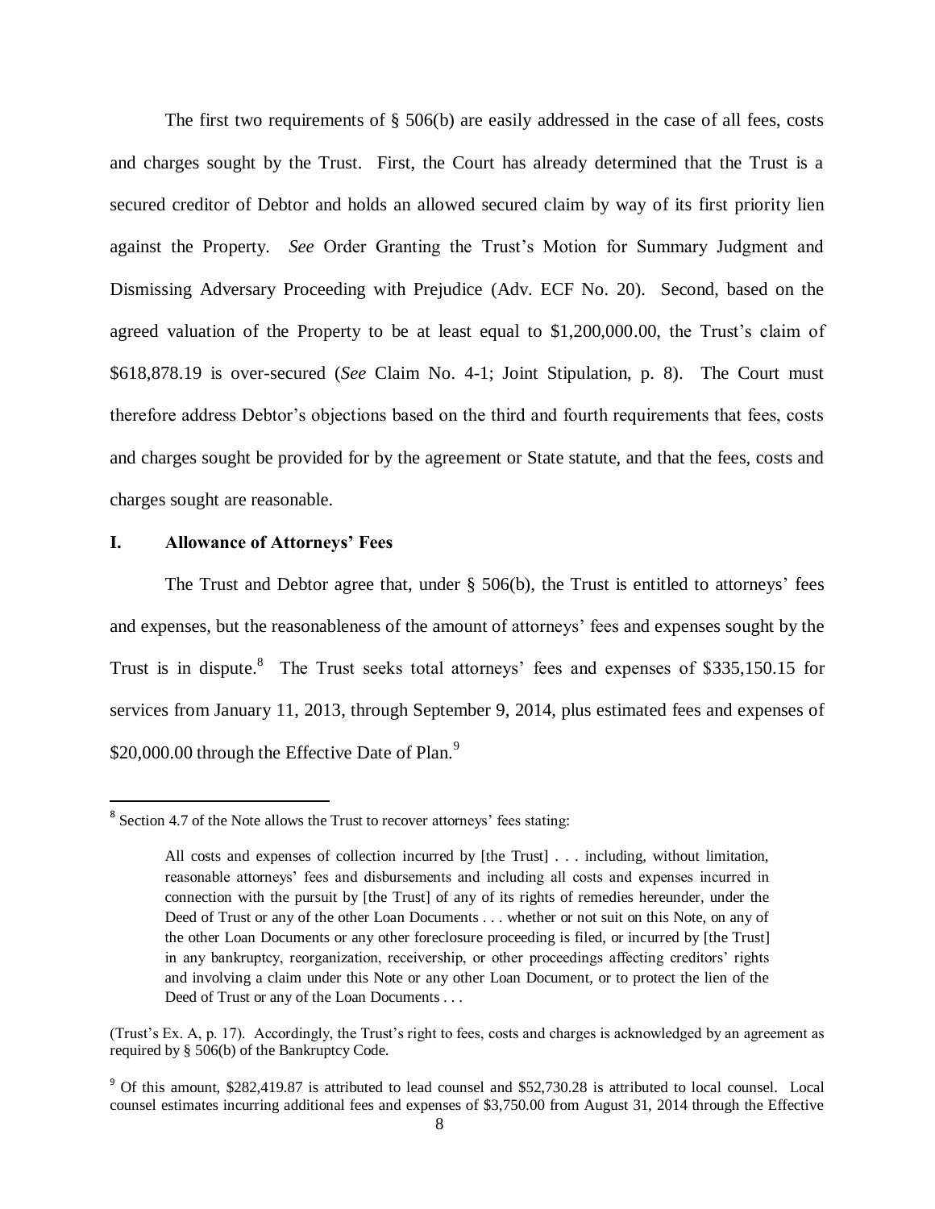The first two requirements of § 506(b) are easily addressed in the case of all fees, costs and charges sought by the Trust. First, the Court has already determined that the Trust is a secured creditor of Debtor and holds an allowed secured claim by way of its first priority lien against the Property. *See* Order Granting the Trust's Motion for Summary Judgment and Dismissing Adversary Proceeding with Prejudice (Adv. ECF No. 20). Second, based on the agreed valuation of the Property to be at least equal to $1,200,000.00, the Trust's claim of $618,878.19 is over-secured (*See* Claim No. 4-1; Joint Stipulation, p. 8). The Court must therefore address Debtor's objections based on the third and fourth requirements that fees, costs and charges sought be provided for by the agreement or State statute, and that the fees, costs and charges sought are reasonable.

## I. Allowance of Attorneys' Fees

The Trust and Debtor agree that, under § 506(b), the Trust is entitled to attorneys' fees and expenses, but the reasonableness of the amount of attorneys' fees and expenses sought by the Trust is in dispute.[8] The Trust seeks total attorneys' fees and expenses of $335,150.15 for services from January 11, 2013, through September 9, 2014, plus estimated fees and expenses of $20,000.00 through the Effective Date of Plan.[9]

---

[8] Section 4.7 of the Note allows the Trust to recover attorneys' fees stating:

> All costs and expenses of collection incurred by [the Trust] . . . including, without limitation, reasonable attorneys' fees and disbursements and including all costs and expenses incurred in connection with the pursuit by [the Trust] of any of its rights of remedies hereunder, under the Deed of Trust or any of the other Loan Documents . . . whether or not suit on this Note, on any of the other Loan Documents or any other foreclosure proceeding is filed, or incurred by [the Trust] in any bankruptcy, reorganization, receivership, or other proceedings affecting creditors' rights and involving a claim under this Note or any other Loan Document, or to protect the lien of the Deed of Trust or any of the Loan Documents . . .

(Trust's Ex. A, p. 17). Accordingly, the Trust's right to fees, costs and charges is acknowledged by an agreement as required by § 506(b) of the Bankruptcy Code.

[9] Of this amount, $282,419.87 is attributed to lead counsel and $52,730.28 is attributed to local counsel. Local counsel estimates incurring additional fees and expenses of $3,750.00 from August 31, 2014 through the Effective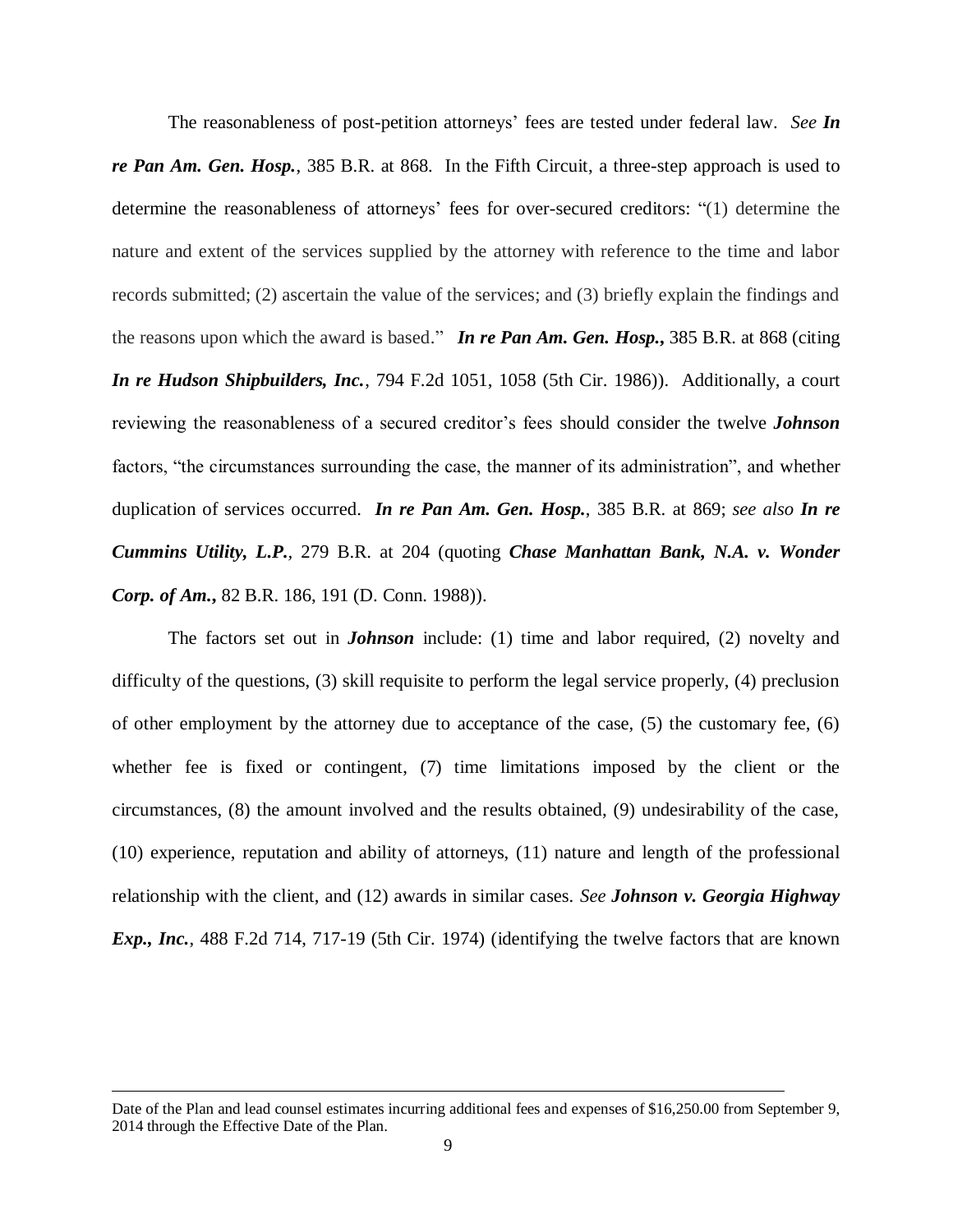The reasonableness of post-petition attorneys' fees are tested under federal law. *See **In re Pan Am. Gen. Hosp.***, 385 B.R. at 868. In the Fifth Circuit, a three-step approach is used to determine the reasonableness of attorneys' fees for over-secured creditors: "(1) determine the nature and extent of the services supplied by the attorney with reference to the time and labor records submitted; (2) ascertain the value of the services; and (3) briefly explain the findings and the reasons upon which the award is based." ***In re Pan Am. Gen. Hosp.,*** 385 B.R. at 868 (citing ***In re Hudson Shipbuilders, Inc.***, 794 F.2d 1051, 1058 (5th Cir. 1986)). Additionally, a court reviewing the reasonableness of a secured creditor's fees should consider the twelve ***Johnson*** factors, "the circumstances surrounding the case, the manner of its administration", and whether duplication of services occurred. ***In re Pan Am. Gen. Hosp.***, 385 B.R. at 869; *see also **In re Cummins Utility, L.P.***, 279 B.R. at 204 (quoting ***Chase Manhattan Bank, N.A. v. Wonder Corp. of Am.,*** 82 B.R. 186, 191 (D. Conn. 1988)).

The factors set out in ***Johnson*** include: (1) time and labor required, (2) novelty and difficulty of the questions, (3) skill requisite to perform the legal service properly, (4) preclusion of other employment by the attorney due to acceptance of the case, (5) the customary fee, (6) whether fee is fixed or contingent, (7) time limitations imposed by the client or the circumstances, (8) the amount involved and the results obtained, (9) undesirability of the case, (10) experience, reputation and ability of attorneys, (11) nature and length of the professional relationship with the client, and (12) awards in similar cases. *See **Johnson v. Georgia Highway Exp., Inc.***, 488 F.2d 714, 717-19 (5th Cir. 1974) (identifying the twelve factors that are known

---

Date of the Plan and lead counsel estimates incurring additional fees and expenses of $16,250.00 from September 9, 2014 through the Effective Date of the Plan.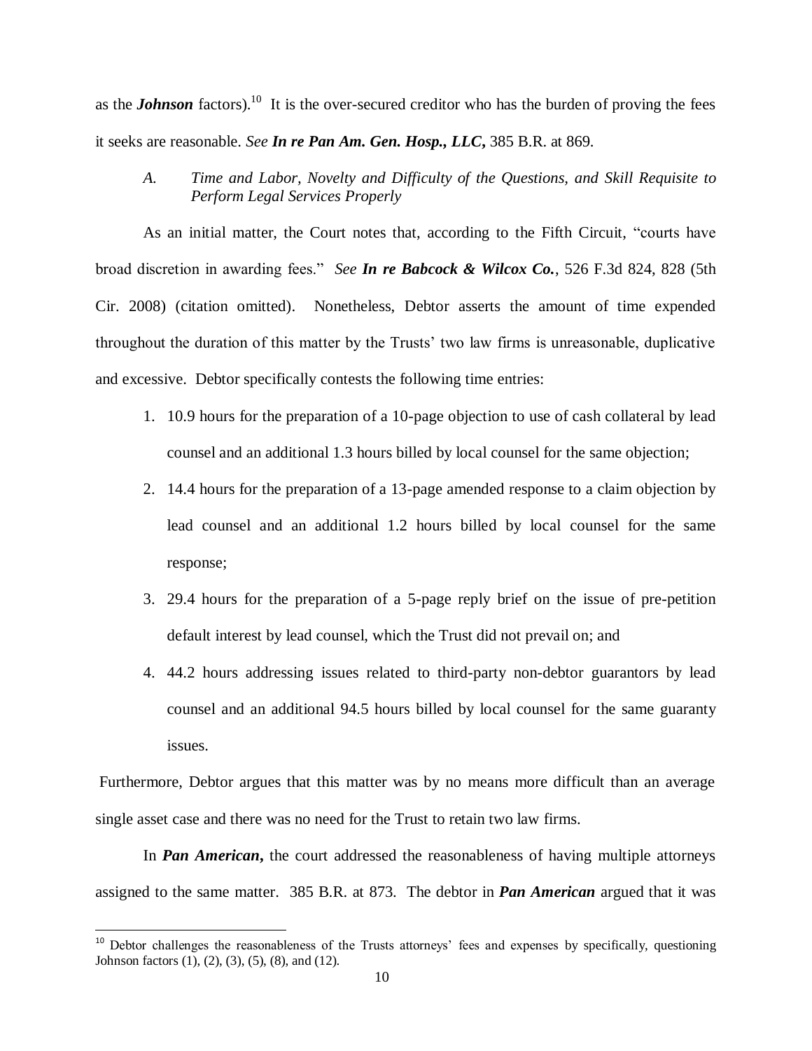as the ***Johnson*** factors).[10] It is the over-secured creditor who has the burden of proving the fees it seeks are reasonable. *See **In re Pan Am. Gen. Hosp., LLC,*** 385 B.R. at 869.

*A. Time and Labor, Novelty and Difficulty of the Questions, and Skill Requisite to Perform Legal Services Properly*

As an initial matter, the Court notes that, according to the Fifth Circuit, "courts have broad discretion in awarding fees." *See **In re Babcock & Wilcox Co.***, 526 F.3d 824, 828 (5th Cir. 2008) (citation omitted). Nonetheless, Debtor asserts the amount of time expended throughout the duration of this matter by the Trusts' two law firms is unreasonable, duplicative and excessive. Debtor specifically contests the following time entries:

1. 10.9 hours for the preparation of a 10-page objection to use of cash collateral by lead counsel and an additional 1.3 hours billed by local counsel for the same objection;
2. 14.4 hours for the preparation of a 13-page amended response to a claim objection by lead counsel and an additional 1.2 hours billed by local counsel for the same response;
3. 29.4 hours for the preparation of a 5-page reply brief on the issue of pre-petition default interest by lead counsel, which the Trust did not prevail on; and
4. 44.2 hours addressing issues related to third-party non-debtor guarantors by lead counsel and an additional 94.5 hours billed by local counsel for the same guaranty issues.

Furthermore, Debtor argues that this matter was by no means more difficult than an average single asset case and there was no need for the Trust to retain two law firms.

In ***Pan American***, the court addressed the reasonableness of having multiple attorneys assigned to the same matter. 385 B.R. at 873. The debtor in ***Pan American*** argued that it was

[10] Debtor challenges the reasonableness of the Trusts attorneys' fees and expenses by specifically, questioning Johnson factors (1), (2), (3), (5), (8), and (12).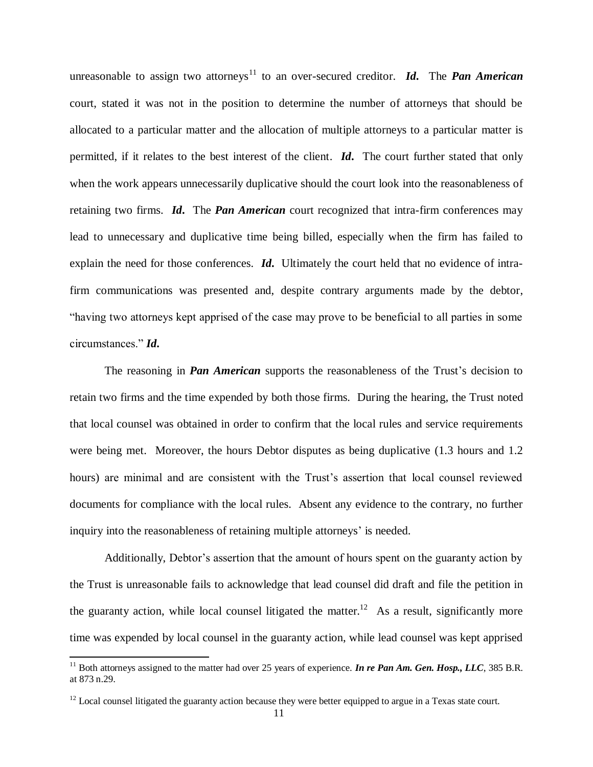unreasonable to assign two attorneys[11] to an over-secured creditor. ***Id.*** The ***Pan American*** court, stated it was not in the position to determine the number of attorneys that should be allocated to a particular matter and the allocation of multiple attorneys to a particular matter is permitted, if it relates to the best interest of the client. ***Id.*** The court further stated that only when the work appears unnecessarily duplicative should the court look into the reasonableness of retaining two firms. ***Id.*** The ***Pan American*** court recognized that intra-firm conferences may lead to unnecessary and duplicative time being billed, especially when the firm has failed to explain the need for those conferences. ***Id.*** Ultimately the court held that no evidence of intra-firm communications was presented and, despite contrary arguments made by the debtor, "having two attorneys kept apprised of the case may prove to be beneficial to all parties in some circumstances." ***Id.***

The reasoning in ***Pan American*** supports the reasonableness of the Trust's decision to retain two firms and the time expended by both those firms. During the hearing, the Trust noted that local counsel was obtained in order to confirm that the local rules and service requirements were being met. Moreover, the hours Debtor disputes as being duplicative (1.3 hours and 1.2 hours) are minimal and are consistent with the Trust's assertion that local counsel reviewed documents for compliance with the local rules. Absent any evidence to the contrary, no further inquiry into the reasonableness of retaining multiple attorneys' is needed.

Additionally, Debtor's assertion that the amount of hours spent on the guaranty action by the Trust is unreasonable fails to acknowledge that lead counsel did draft and file the petition in the guaranty action, while local counsel litigated the matter.[12] As a result, significantly more time was expended by local counsel in the guaranty action, while lead counsel was kept apprised

---

[11] Both attorneys assigned to the matter had over 25 years of experience. ***In re Pan Am. Gen. Hosp., LLC***, 385 B.R. at 873 n.29.

[12] Local counsel litigated the guaranty action because they were better equipped to argue in a Texas state court.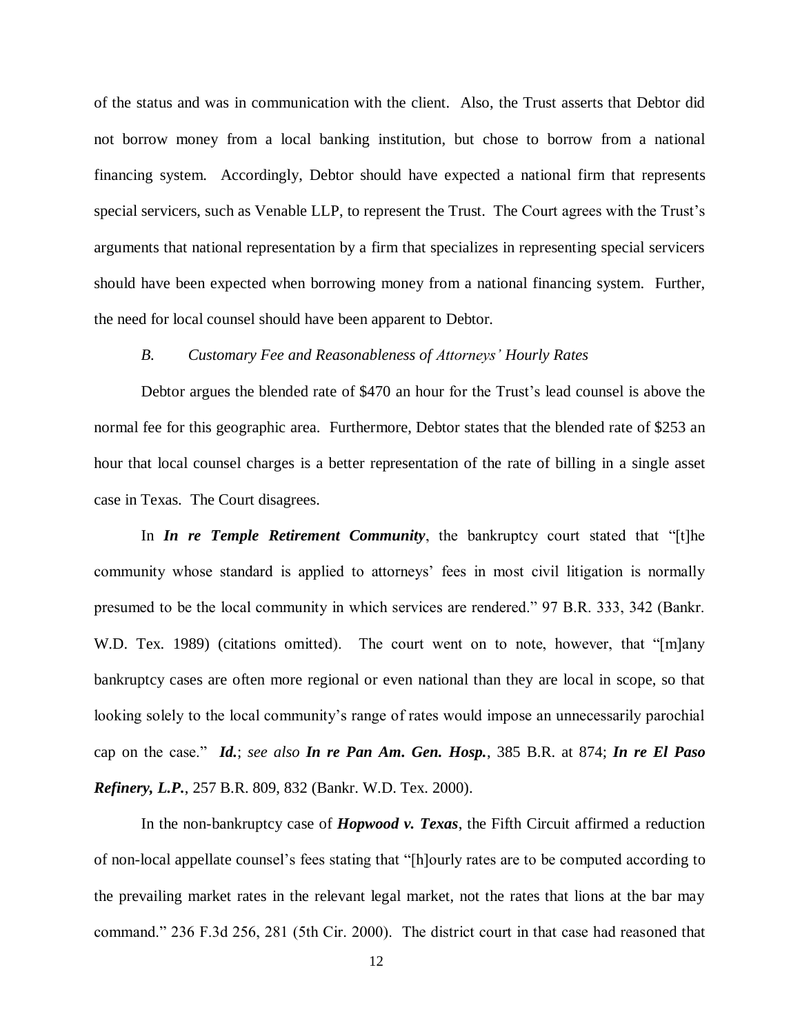of the status and was in communication with the client. Also, the Trust asserts that Debtor did not borrow money from a local banking institution, but chose to borrow from a national financing system. Accordingly, Debtor should have expected a national firm that represents special servicers, such as Venable LLP, to represent the Trust. The Court agrees with the Trust's arguments that national representation by a firm that specializes in representing special servicers should have been expected when borrowing money from a national financing system. Further, the need for local counsel should have been apparent to Debtor.

### *B. Customary Fee and Reasonableness of Attorneys' Hourly Rates*

Debtor argues the blended rate of $470 an hour for the Trust's lead counsel is above the normal fee for this geographic area. Furthermore, Debtor states that the blended rate of $253 an hour that local counsel charges is a better representation of the rate of billing in a single asset case in Texas. The Court disagrees.

In ***In re Temple Retirement Community***, the bankruptcy court stated that "[t]he community whose standard is applied to attorneys' fees in most civil litigation is normally presumed to be the local community in which services are rendered." 97 B.R. 333, 342 (Bankr. W.D. Tex. 1989) (citations omitted). The court went on to note, however, that "[m]any bankruptcy cases are often more regional or even national than they are local in scope, so that looking solely to the local community's range of rates would impose an unnecessarily parochial cap on the case." ***Id.***; *see also* ***In re Pan Am. Gen. Hosp.***, 385 B.R. at 874; ***In re El Paso Refinery, L.P.***, 257 B.R. 809, 832 (Bankr. W.D. Tex. 2000).

In the non-bankruptcy case of ***Hopwood v. Texas***, the Fifth Circuit affirmed a reduction of non-local appellate counsel's fees stating that "[h]ourly rates are to be computed according to the prevailing market rates in the relevant legal market, not the rates that lions at the bar may command." 236 F.3d 256, 281 (5th Cir. 2000). The district court in that case had reasoned that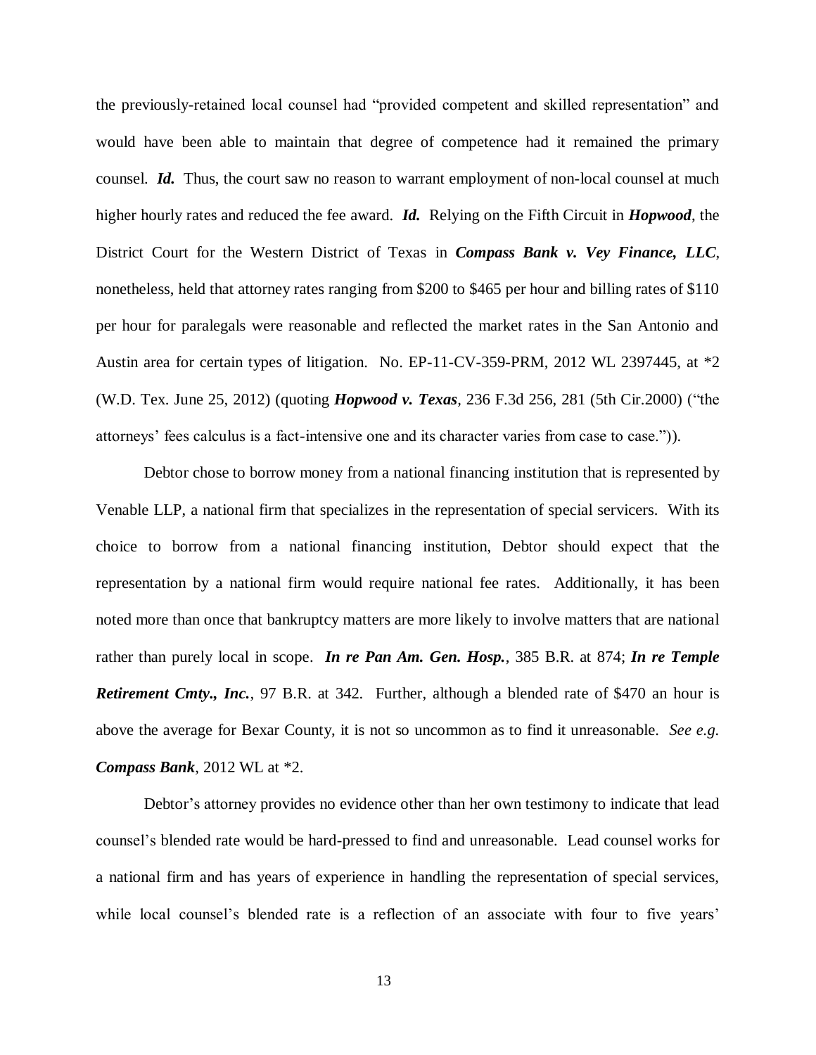the previously-retained local counsel had "provided competent and skilled representation" and would have been able to maintain that degree of competence had it remained the primary counsel. ***Id.*** Thus, the court saw no reason to warrant employment of non-local counsel at much higher hourly rates and reduced the fee award. ***Id.*** Relying on the Fifth Circuit in ***Hopwood***, the District Court for the Western District of Texas in ***Compass Bank v. Vey Finance, LLC***, nonetheless, held that attorney rates ranging from $200 to $465 per hour and billing rates of $110 per hour for paralegals were reasonable and reflected the market rates in the San Antonio and Austin area for certain types of litigation. No. EP-11-CV-359-PRM, 2012 WL 2397445, at *2 (W.D. Tex. June 25, 2012) (quoting ***Hopwood v. Texas***, 236 F.3d 256, 281 (5th Cir.2000) ("the attorneys' fees calculus is a fact-intensive one and its character varies from case to case.")).

Debtor chose to borrow money from a national financing institution that is represented by Venable LLP, a national firm that specializes in the representation of special servicers. With its choice to borrow from a national financing institution, Debtor should expect that the representation by a national firm would require national fee rates. Additionally, it has been noted more than once that bankruptcy matters are more likely to involve matters that are national rather than purely local in scope. ***In re Pan Am. Gen. Hosp.***, 385 B.R. at 874; ***In re Temple Retirement Cmty., Inc.***, 97 B.R. at 342. Further, although a blended rate of $470 an hour is above the average for Bexar County, it is not so uncommon as to find it unreasonable. *See e.g.* ***Compass Bank***, 2012 WL at *2.

Debtor's attorney provides no evidence other than her own testimony to indicate that lead counsel's blended rate would be hard-pressed to find and unreasonable. Lead counsel works for a national firm and has years of experience in handling the representation of special services, while local counsel's blended rate is a reflection of an associate with four to five years'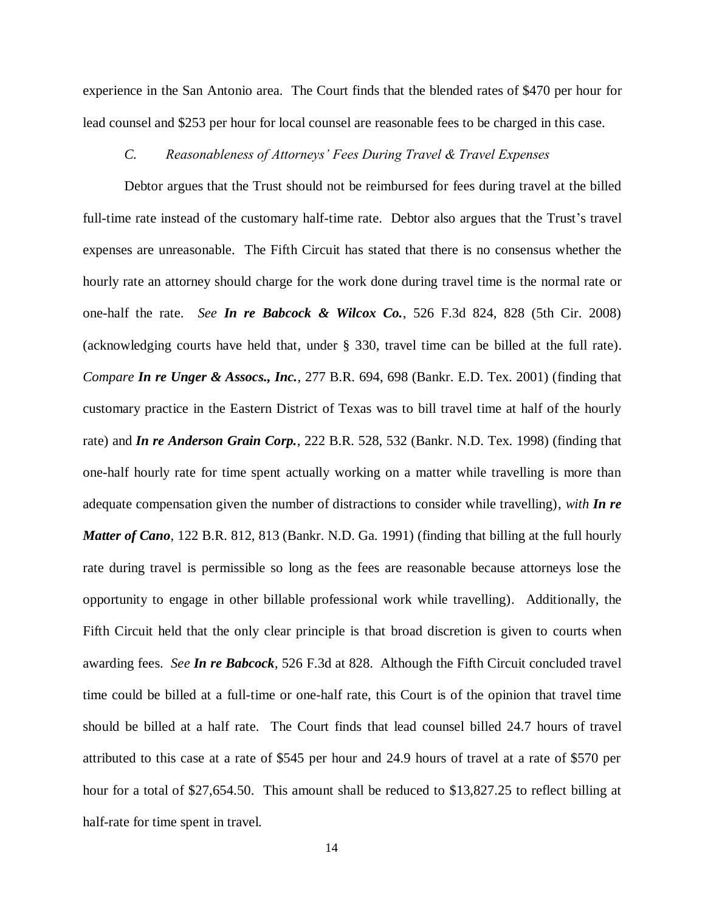experience in the San Antonio area. The Court finds that the blended rates of $470 per hour for lead counsel and $253 per hour for local counsel are reasonable fees to be charged in this case.

### *C. Reasonableness of Attorneys' Fees During Travel & Travel Expenses*

Debtor argues that the Trust should not be reimbursed for fees during travel at the billed full-time rate instead of the customary half-time rate. Debtor also argues that the Trust's travel expenses are unreasonable. The Fifth Circuit has stated that there is no consensus whether the hourly rate an attorney should charge for the work done during travel time is the normal rate or one-half the rate. *See* ***In re Babcock & Wilcox Co.***, 526 F.3d 824, 828 (5th Cir. 2008) (acknowledging courts have held that, under § 330, travel time can be billed at the full rate). *Compare* ***In re Unger & Assocs., Inc.***, 277 B.R. 694, 698 (Bankr. E.D. Tex. 2001) (finding that customary practice in the Eastern District of Texas was to bill travel time at half of the hourly rate) and ***In re Anderson Grain Corp.***, 222 B.R. 528, 532 (Bankr. N.D. Tex. 1998) (finding that one-half hourly rate for time spent actually working on a matter while travelling is more than adequate compensation given the number of distractions to consider while travelling), *with* ***In re Matter of Cano***, 122 B.R. 812, 813 (Bankr. N.D. Ga. 1991) (finding that billing at the full hourly rate during travel is permissible so long as the fees are reasonable because attorneys lose the opportunity to engage in other billable professional work while travelling). Additionally, the Fifth Circuit held that the only clear principle is that broad discretion is given to courts when awarding fees. *See* ***In re Babcock***, 526 F.3d at 828. Although the Fifth Circuit concluded travel time could be billed at a full-time or one-half rate, this Court is of the opinion that travel time should be billed at a half rate. The Court finds that lead counsel billed 24.7 hours of travel attributed to this case at a rate of $545 per hour and 24.9 hours of travel at a rate of $570 per hour for a total of $27,654.50. This amount shall be reduced to $13,827.25 to reflect billing at half-rate for time spent in travel.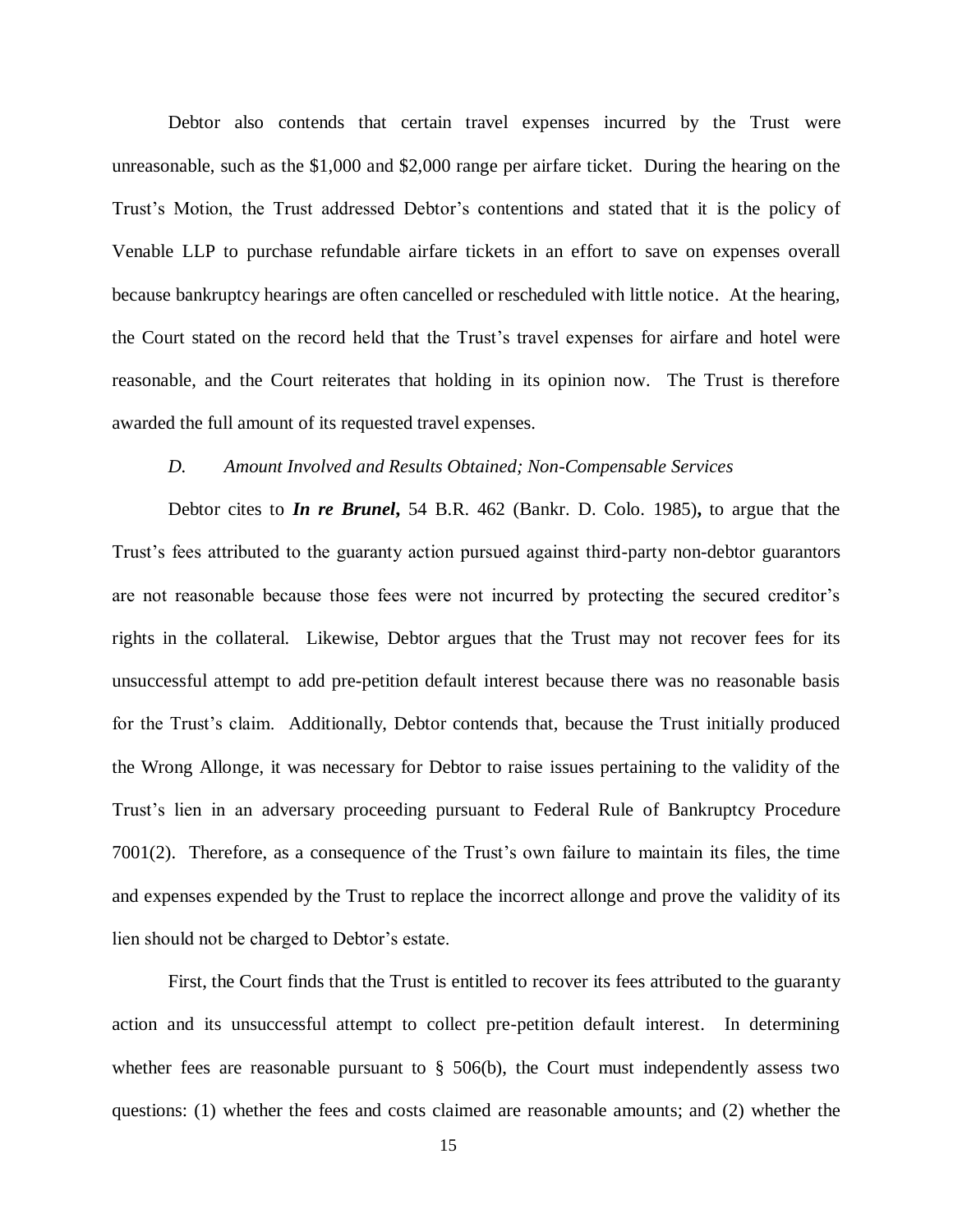Debtor also contends that certain travel expenses incurred by the Trust were unreasonable, such as the $1,000 and $2,000 range per airfare ticket. During the hearing on the Trust's Motion, the Trust addressed Debtor's contentions and stated that it is the policy of Venable LLP to purchase refundable airfare tickets in an effort to save on expenses overall because bankruptcy hearings are often cancelled or rescheduled with little notice. At the hearing, the Court stated on the record held that the Trust's travel expenses for airfare and hotel were reasonable, and the Court reiterates that holding in its opinion now. The Trust is therefore awarded the full amount of its requested travel expenses.

*D. Amount Involved and Results Obtained; Non-Compensable Services*

Debtor cites to ***In re Brunel*****,** 54 B.R. 462 (Bankr. D. Colo. 1985)**,** to argue that the Trust's fees attributed to the guaranty action pursued against third-party non-debtor guarantors are not reasonable because those fees were not incurred by protecting the secured creditor's rights in the collateral. Likewise, Debtor argues that the Trust may not recover fees for its unsuccessful attempt to add pre-petition default interest because there was no reasonable basis for the Trust's claim. Additionally, Debtor contends that, because the Trust initially produced the Wrong Allonge, it was necessary for Debtor to raise issues pertaining to the validity of the Trust's lien in an adversary proceeding pursuant to Federal Rule of Bankruptcy Procedure 7001(2). Therefore, as a consequence of the Trust's own failure to maintain its files, the time and expenses expended by the Trust to replace the incorrect allonge and prove the validity of its lien should not be charged to Debtor's estate.

First, the Court finds that the Trust is entitled to recover its fees attributed to the guaranty action and its unsuccessful attempt to collect pre-petition default interest. In determining whether fees are reasonable pursuant to § 506(b), the Court must independently assess two questions: (1) whether the fees and costs claimed are reasonable amounts; and (2) whether the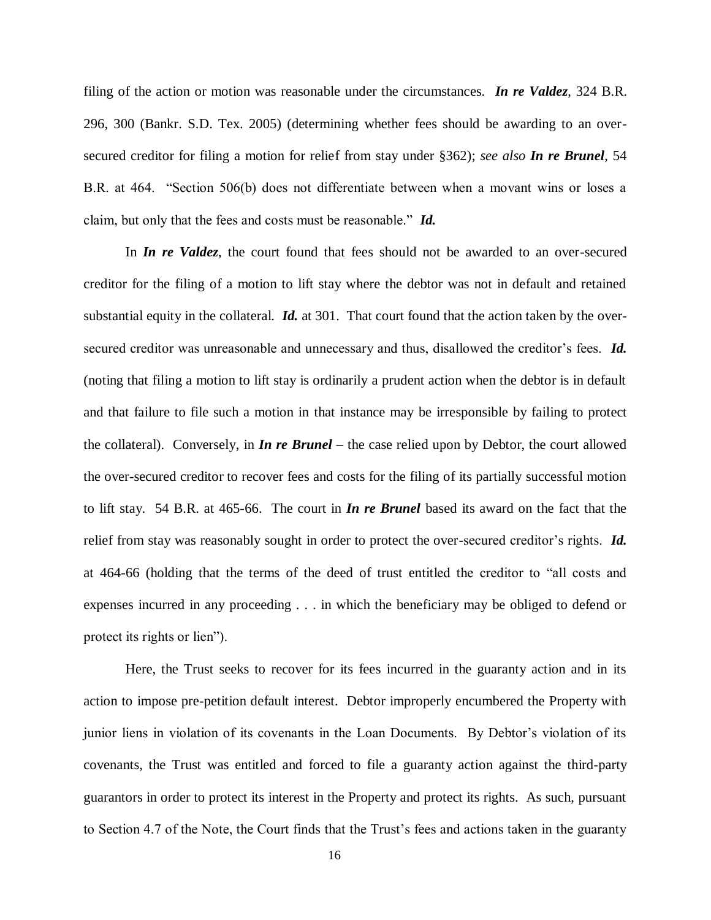filing of the action or motion was reasonable under the circumstances. ***In re Valdez***, 324 B.R. 296, 300 (Bankr. S.D. Tex. 2005) (determining whether fees should be awarding to an over-secured creditor for filing a motion for relief from stay under §362); *see also* ***In re Brunel***, 54 B.R. at 464. "Section 506(b) does not differentiate between when a movant wins or loses a claim, but only that the fees and costs must be reasonable." ***Id.***

In ***In re Valdez***, the court found that fees should not be awarded to an over-secured creditor for the filing of a motion to lift stay where the debtor was not in default and retained substantial equity in the collateral. ***Id.*** at 301. That court found that the action taken by the over-secured creditor was unreasonable and unnecessary and thus, disallowed the creditor's fees. ***Id.*** (noting that filing a motion to lift stay is ordinarily a prudent action when the debtor is in default and that failure to file such a motion in that instance may be irresponsible by failing to protect the collateral). Conversely, in ***In re Brunel*** – the case relied upon by Debtor, the court allowed the over-secured creditor to recover fees and costs for the filing of its partially successful motion to lift stay. 54 B.R. at 465-66. The court in ***In re Brunel*** based its award on the fact that the relief from stay was reasonably sought in order to protect the over-secured creditor's rights. ***Id.*** at 464-66 (holding that the terms of the deed of trust entitled the creditor to "all costs and expenses incurred in any proceeding . . . in which the beneficiary may be obliged to defend or protect its rights or lien").

Here, the Trust seeks to recover for its fees incurred in the guaranty action and in its action to impose pre-petition default interest. Debtor improperly encumbered the Property with junior liens in violation of its covenants in the Loan Documents. By Debtor's violation of its covenants, the Trust was entitled and forced to file a guaranty action against the third-party guarantors in order to protect its interest in the Property and protect its rights. As such, pursuant to Section 4.7 of the Note, the Court finds that the Trust's fees and actions taken in the guaranty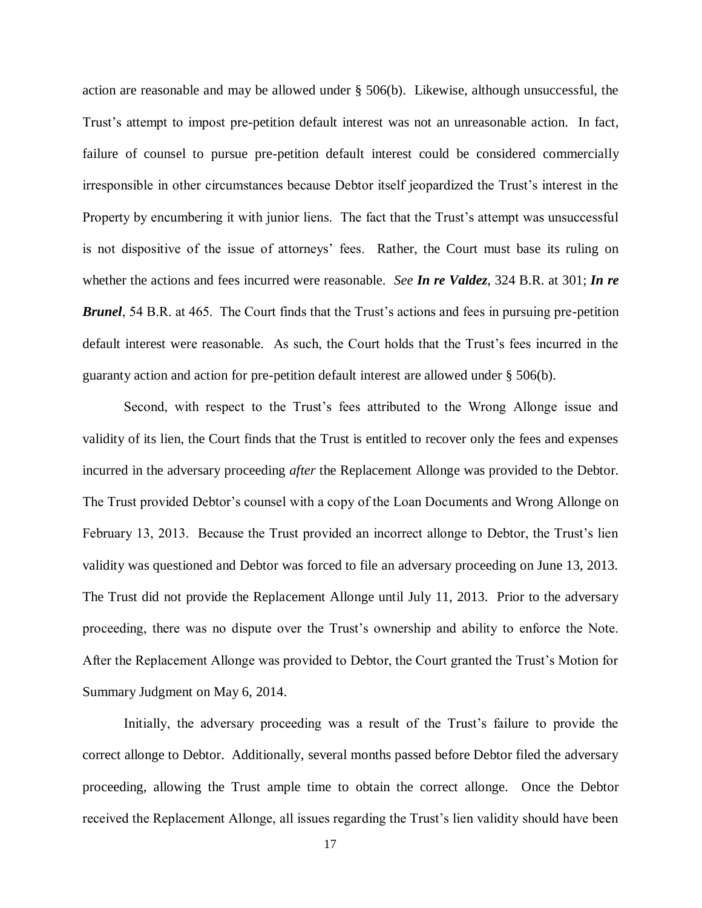action are reasonable and may be allowed under § 506(b). Likewise, although unsuccessful, the Trust's attempt to impost pre-petition default interest was not an unreasonable action. In fact, failure of counsel to pursue pre-petition default interest could be considered commercially irresponsible in other circumstances because Debtor itself jeopardized the Trust's interest in the Property by encumbering it with junior liens. The fact that the Trust's attempt was unsuccessful is not dispositive of the issue of attorneys' fees. Rather, the Court must base its ruling on whether the actions and fees incurred were reasonable. *See* ***In re Valdez***, 324 B.R. at 301; ***In re Brunel***, 54 B.R. at 465. The Court finds that the Trust's actions and fees in pursuing pre-petition default interest were reasonable. As such, the Court holds that the Trust's fees incurred in the guaranty action and action for pre-petition default interest are allowed under § 506(b).

Second, with respect to the Trust's fees attributed to the Wrong Allonge issue and validity of its lien, the Court finds that the Trust is entitled to recover only the fees and expenses incurred in the adversary proceeding *after* the Replacement Allonge was provided to the Debtor. The Trust provided Debtor's counsel with a copy of the Loan Documents and Wrong Allonge on February 13, 2013. Because the Trust provided an incorrect allonge to Debtor, the Trust's lien validity was questioned and Debtor was forced to file an adversary proceeding on June 13, 2013. The Trust did not provide the Replacement Allonge until July 11, 2013. Prior to the adversary proceeding, there was no dispute over the Trust's ownership and ability to enforce the Note. After the Replacement Allonge was provided to Debtor, the Court granted the Trust's Motion for Summary Judgment on May 6, 2014.

Initially, the adversary proceeding was a result of the Trust's failure to provide the correct allonge to Debtor. Additionally, several months passed before Debtor filed the adversary proceeding, allowing the Trust ample time to obtain the correct allonge. Once the Debtor received the Replacement Allonge, all issues regarding the Trust's lien validity should have been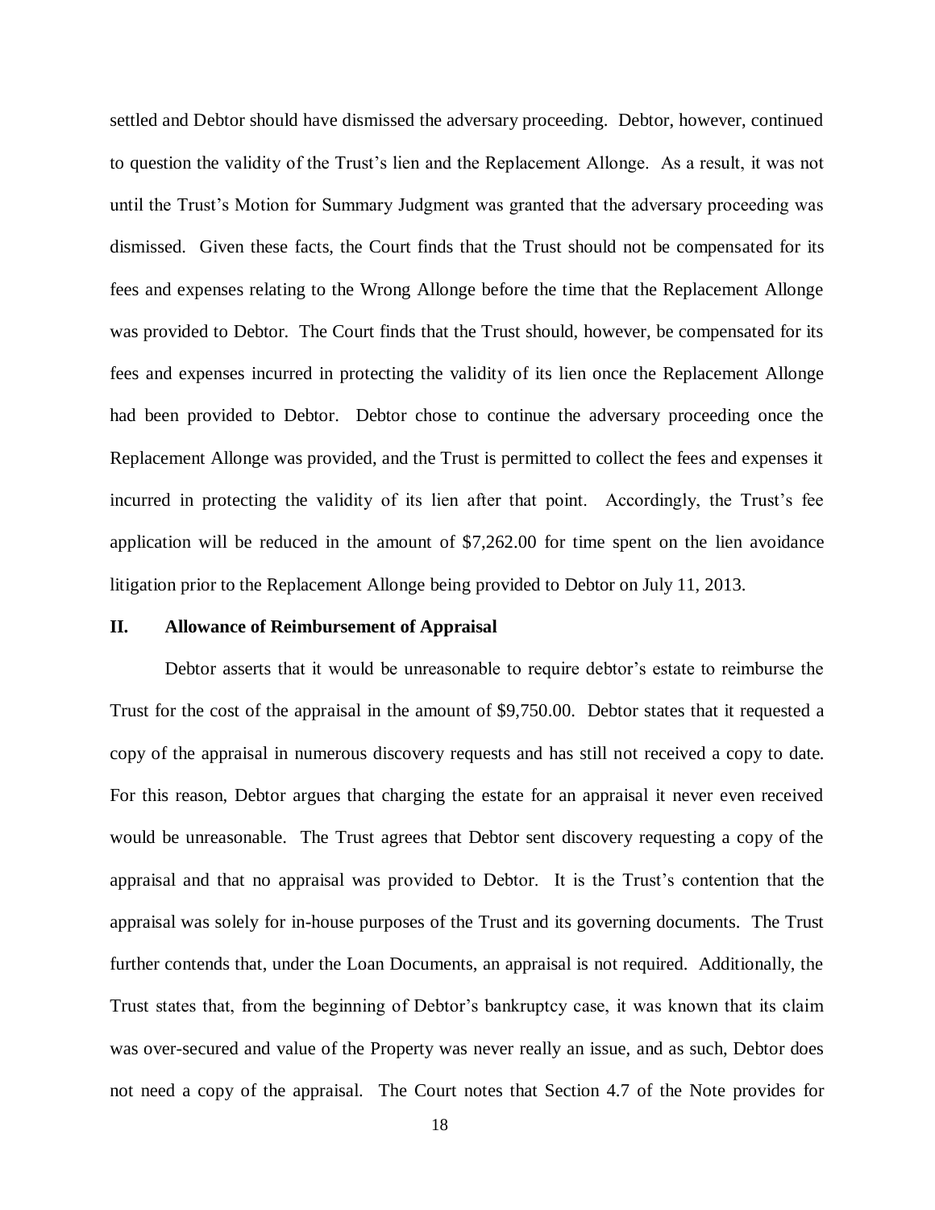settled and Debtor should have dismissed the adversary proceeding. Debtor, however, continued to question the validity of the Trust's lien and the Replacement Allonge. As a result, it was not until the Trust's Motion for Summary Judgment was granted that the adversary proceeding was dismissed. Given these facts, the Court finds that the Trust should not be compensated for its fees and expenses relating to the Wrong Allonge before the time that the Replacement Allonge was provided to Debtor. The Court finds that the Trust should, however, be compensated for its fees and expenses incurred in protecting the validity of its lien once the Replacement Allonge had been provided to Debtor. Debtor chose to continue the adversary proceeding once the Replacement Allonge was provided, and the Trust is permitted to collect the fees and expenses it incurred in protecting the validity of its lien after that point. Accordingly, the Trust's fee application will be reduced in the amount of $7,262.00 for time spent on the lien avoidance litigation prior to the Replacement Allonge being provided to Debtor on July 11, 2013.

## II. Allowance of Reimbursement of Appraisal

Debtor asserts that it would be unreasonable to require debtor's estate to reimburse the Trust for the cost of the appraisal in the amount of $9,750.00. Debtor states that it requested a copy of the appraisal in numerous discovery requests and has still not received a copy to date. For this reason, Debtor argues that charging the estate for an appraisal it never even received would be unreasonable. The Trust agrees that Debtor sent discovery requesting a copy of the appraisal and that no appraisal was provided to Debtor. It is the Trust's contention that the appraisal was solely for in-house purposes of the Trust and its governing documents. The Trust further contends that, under the Loan Documents, an appraisal is not required. Additionally, the Trust states that, from the beginning of Debtor's bankruptcy case, it was known that its claim was over-secured and value of the Property was never really an issue, and as such, Debtor does not need a copy of the appraisal. The Court notes that Section 4.7 of the Note provides for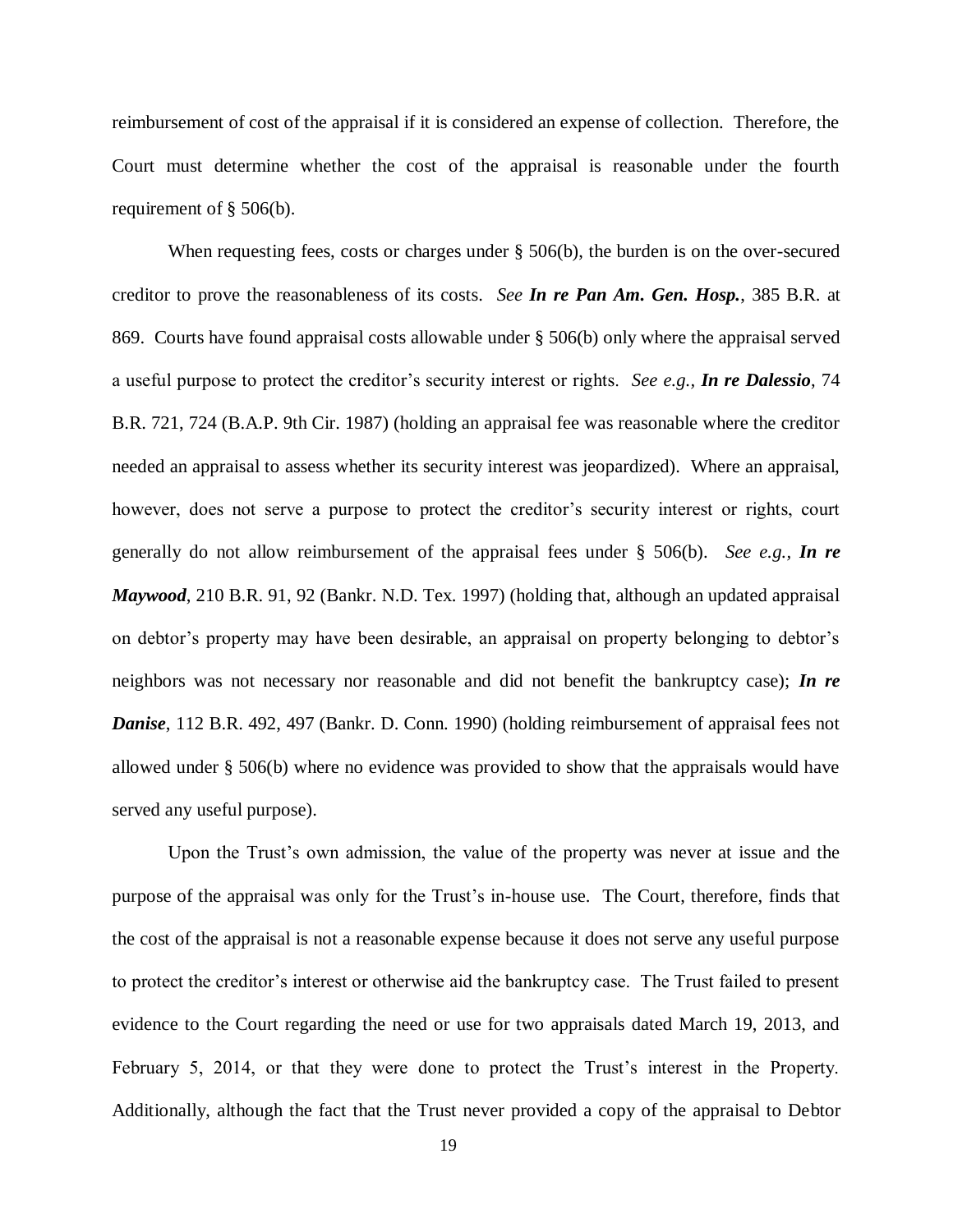reimbursement of cost of the appraisal if it is considered an expense of collection. Therefore, the Court must determine whether the cost of the appraisal is reasonable under the fourth requirement of § 506(b).

When requesting fees, costs or charges under § 506(b), the burden is on the over-secured creditor to prove the reasonableness of its costs. *See* ***In re Pan Am. Gen. Hosp.***, 385 B.R. at 869. Courts have found appraisal costs allowable under § 506(b) only where the appraisal served a useful purpose to protect the creditor's security interest or rights. *See e.g.,* ***In re Dalessio***, 74 B.R. 721, 724 (B.A.P. 9th Cir. 1987) (holding an appraisal fee was reasonable where the creditor needed an appraisal to assess whether its security interest was jeopardized). Where an appraisal, however, does not serve a purpose to protect the creditor's security interest or rights, court generally do not allow reimbursement of the appraisal fees under § 506(b). *See e.g.,* ***In re Maywood***, 210 B.R. 91, 92 (Bankr. N.D. Tex. 1997) (holding that, although an updated appraisal on debtor's property may have been desirable, an appraisal on property belonging to debtor's neighbors was not necessary nor reasonable and did not benefit the bankruptcy case); ***In re Danise***, 112 B.R. 492, 497 (Bankr. D. Conn. 1990) (holding reimbursement of appraisal fees not allowed under § 506(b) where no evidence was provided to show that the appraisals would have served any useful purpose).

Upon the Trust's own admission, the value of the property was never at issue and the purpose of the appraisal was only for the Trust's in-house use. The Court, therefore, finds that the cost of the appraisal is not a reasonable expense because it does not serve any useful purpose to protect the creditor's interest or otherwise aid the bankruptcy case. The Trust failed to present evidence to the Court regarding the need or use for two appraisals dated March 19, 2013, and February 5, 2014, or that they were done to protect the Trust's interest in the Property. Additionally, although the fact that the Trust never provided a copy of the appraisal to Debtor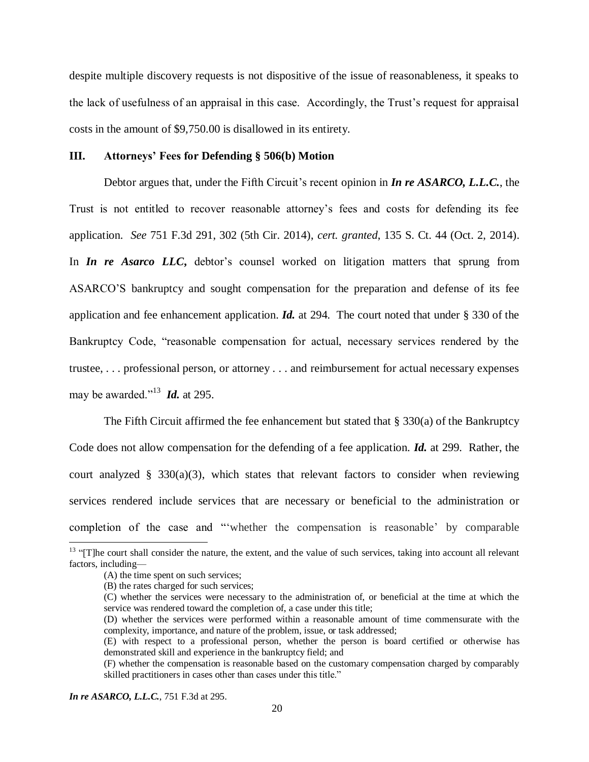despite multiple discovery requests is not dispositive of the issue of reasonableness, it speaks to the lack of usefulness of an appraisal in this case. Accordingly, the Trust's request for appraisal costs in the amount of $9,750.00 is disallowed in its entirety.

### III. Attorneys' Fees for Defending § 506(b) Motion

Debtor argues that, under the Fifth Circuit's recent opinion in ***In re ASARCO, L.L.C.***, the Trust is not entitled to recover reasonable attorney's fees and costs for defending its fee application. *See* 751 F.3d 291, 302 (5th Cir. 2014), *cert. granted*, 135 S. Ct. 44 (Oct. 2, 2014). In ***In re Asarco LLC,*** debtor's counsel worked on litigation matters that sprung from ASARCO'S bankruptcy and sought compensation for the preparation and defense of its fee application and fee enhancement application. ***Id.*** at 294. The court noted that under § 330 of the Bankruptcy Code, "reasonable compensation for actual, necessary services rendered by the trustee, . . . professional person, or attorney . . . and reimbursement for actual necessary expenses may be awarded."[13] ***Id.*** at 295.

The Fifth Circuit affirmed the fee enhancement but stated that § 330(a) of the Bankruptcy Code does not allow compensation for the defending of a fee application. ***Id.*** at 299. Rather, the court analyzed § 330(a)(3), which states that relevant factors to consider when reviewing services rendered include services that are necessary or beneficial to the administration or completion of the case and "'whether the compensation is reasonable' by comparable

---

[13] "[T]he court shall consider the nature, the extent, and the value of such services, taking into account all relevant factors, including—

> (A) the time spent on such services;
>
> (B) the rates charged for such services;
>
> (C) whether the services were necessary to the administration of, or beneficial at the time at which the service was rendered toward the completion of, a case under this title;
>
> (D) whether the services were performed within a reasonable amount of time commensurate with the complexity, importance, and nature of the problem, issue, or task addressed;
>
> (E) with respect to a professional person, whether the person is board certified or otherwise has demonstrated skill and experience in the bankruptcy field; and
>
> (F) whether the compensation is reasonable based on the customary compensation charged by comparably skilled practitioners in cases other than cases under this title."

***In re ASARCO, L.L.C.***, 751 F.3d at 295.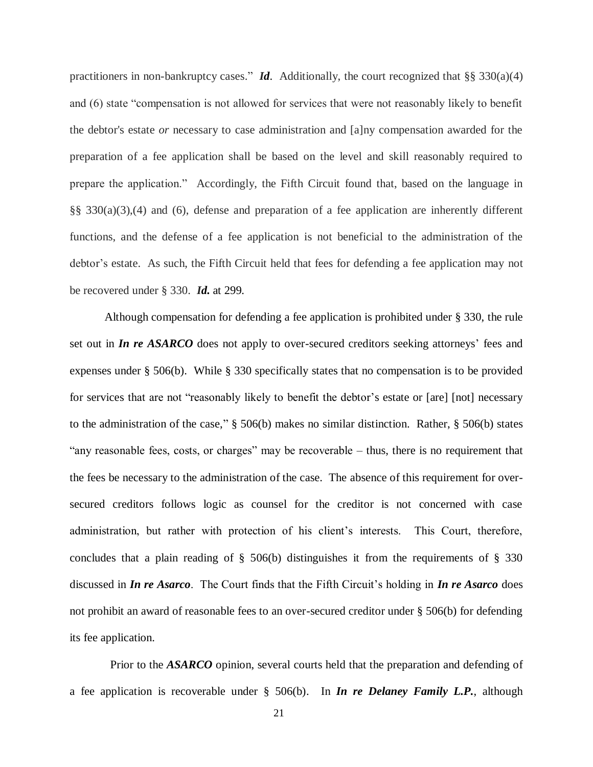practitioners in non-bankruptcy cases." ***Id***. Additionally, the court recognized that §§ 330(a)(4) and (6) state "compensation is not allowed for services that were not reasonably likely to benefit the debtor's estate *or* necessary to case administration and [a]ny compensation awarded for the preparation of a fee application shall be based on the level and skill reasonably required to prepare the application." Accordingly, the Fifth Circuit found that, based on the language in §§ 330(a)(3),(4) and (6), defense and preparation of a fee application are inherently different functions, and the defense of a fee application is not beneficial to the administration of the debtor's estate. As such, the Fifth Circuit held that fees for defending a fee application may not be recovered under § 330. ***Id.*** at 299.

Although compensation for defending a fee application is prohibited under § 330, the rule set out in ***In re ASARCO*** does not apply to over-secured creditors seeking attorneys' fees and expenses under § 506(b). While § 330 specifically states that no compensation is to be provided for services that are not "reasonably likely to benefit the debtor's estate or [are] [not] necessary to the administration of the case," § 506(b) makes no similar distinction. Rather, § 506(b) states "any reasonable fees, costs, or charges" may be recoverable – thus, there is no requirement that the fees be necessary to the administration of the case. The absence of this requirement for over-secured creditors follows logic as counsel for the creditor is not concerned with case administration, but rather with protection of his client's interests. This Court, therefore, concludes that a plain reading of § 506(b) distinguishes it from the requirements of § 330 discussed in ***In re Asarco***. The Court finds that the Fifth Circuit's holding in ***In re Asarco*** does not prohibit an award of reasonable fees to an over-secured creditor under § 506(b) for defending its fee application.

Prior to the ***ASARCO*** opinion, several courts held that the preparation and defending of a fee application is recoverable under § 506(b). In ***In re Delaney Family L.P.***, although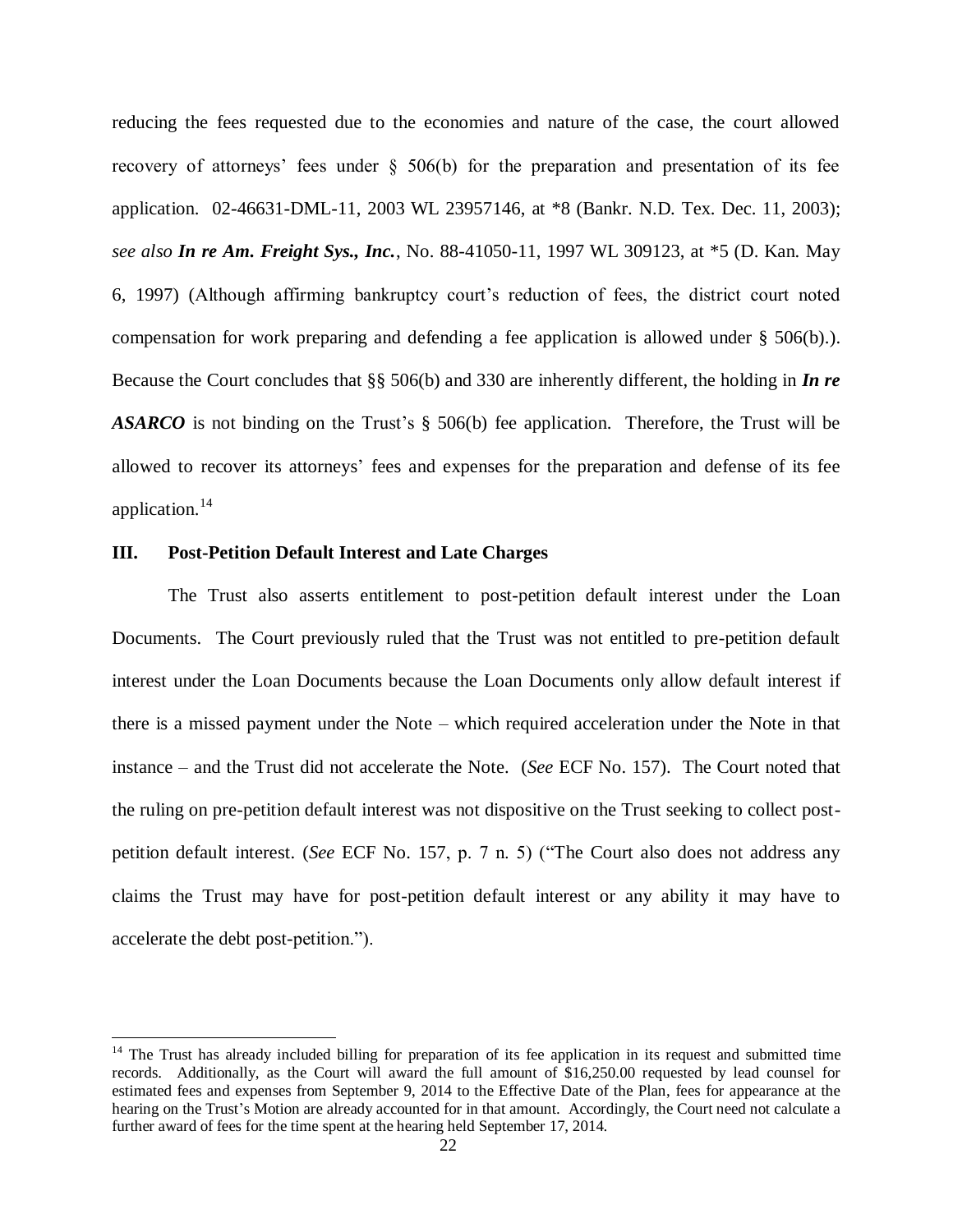reducing the fees requested due to the economies and nature of the case, the court allowed recovery of attorneys' fees under § 506(b) for the preparation and presentation of its fee application. 02-46631-DML-11, 2003 WL 23957146, at *8 (Bankr. N.D. Tex. Dec. 11, 2003); *see also* ***In re Am. Freight Sys., Inc.***, No. 88-41050-11, 1997 WL 309123, at *5 (D. Kan. May 6, 1997) (Although affirming bankruptcy court's reduction of fees, the district court noted compensation for work preparing and defending a fee application is allowed under § 506(b).). Because the Court concludes that §§ 506(b) and 330 are inherently different, the holding in ***In re ASARCO*** is not binding on the Trust's § 506(b) fee application. Therefore, the Trust will be allowed to recover its attorneys' fees and expenses for the preparation and defense of its fee application.[14]

### III. Post-Petition Default Interest and Late Charges

The Trust also asserts entitlement to post-petition default interest under the Loan Documents. The Court previously ruled that the Trust was not entitled to pre-petition default interest under the Loan Documents because the Loan Documents only allow default interest if there is a missed payment under the Note – which required acceleration under the Note in that instance – and the Trust did not accelerate the Note. (*See* ECF No. 157). The Court noted that the ruling on pre-petition default interest was not dispositive on the Trust seeking to collect post-petition default interest. (*See* ECF No. 157, p. 7 n. 5) ("The Court also does not address any claims the Trust may have for post-petition default interest or any ability it may have to accelerate the debt post-petition.").

---

[14] The Trust has already included billing for preparation of its fee application in its request and submitted time records. Additionally, as the Court will award the full amount of $16,250.00 requested by lead counsel for estimated fees and expenses from September 9, 2014 to the Effective Date of the Plan, fees for appearance at the hearing on the Trust's Motion are already accounted for in that amount. Accordingly, the Court need not calculate a further award of fees for the time spent at the hearing held September 17, 2014.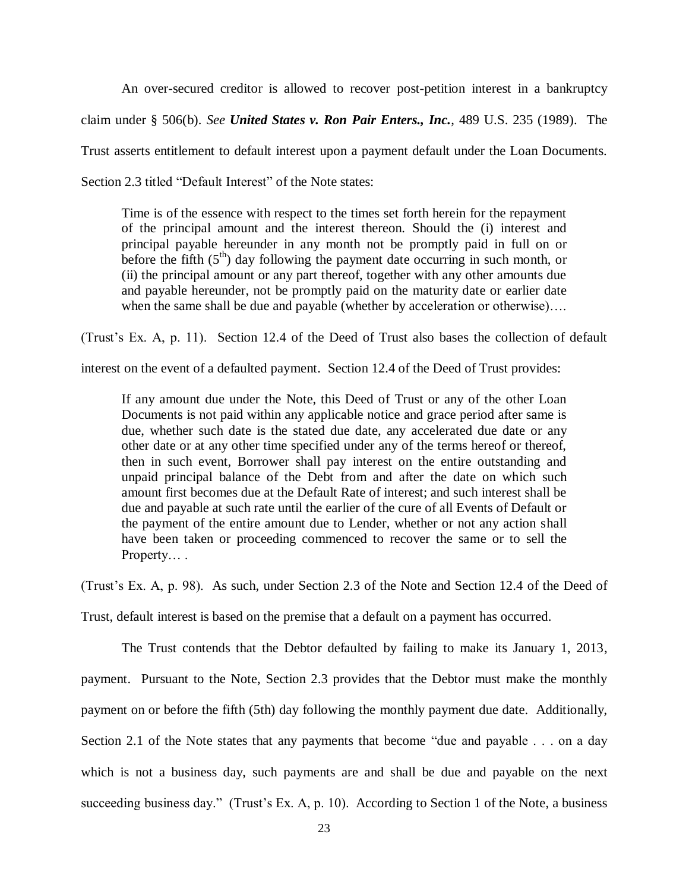An over-secured creditor is allowed to recover post-petition interest in a bankruptcy claim under § 506(b). *See* ***United States v. Ron Pair Enters., Inc.***, 489 U.S. 235 (1989). The Trust asserts entitlement to default interest upon a payment default under the Loan Documents. Section 2.3 titled "Default Interest" of the Note states:

> Time is of the essence with respect to the times set forth herein for the repayment of the principal amount and the interest thereon. Should the (i) interest and principal payable hereunder in any month not be promptly paid in full on or before the fifth ($5^{th}$) day following the payment date occurring in such month, or (ii) the principal amount or any part thereof, together with any other amounts due and payable hereunder, not be promptly paid on the maturity date or earlier date when the same shall be due and payable (whether by acceleration or otherwise)….

(Trust's Ex. A, p. 11). Section 12.4 of the Deed of Trust also bases the collection of default interest on the event of a defaulted payment. Section 12.4 of the Deed of Trust provides:

> If any amount due under the Note, this Deed of Trust or any of the other Loan Documents is not paid within any applicable notice and grace period after same is due, whether such date is the stated due date, any accelerated due date or any other date or at any other time specified under any of the terms hereof or thereof, then in such event, Borrower shall pay interest on the entire outstanding and unpaid principal balance of the Debt from and after the date on which such amount first becomes due at the Default Rate of interest; and such interest shall be due and payable at such rate until the earlier of the cure of all Events of Default or the payment of the entire amount due to Lender, whether or not any action shall have been taken or proceeding commenced to recover the same or to sell the Property… .

(Trust's Ex. A, p. 98). As such, under Section 2.3 of the Note and Section 12.4 of the Deed of Trust, default interest is based on the premise that a default on a payment has occurred.

The Trust contends that the Debtor defaulted by failing to make its January 1, 2013, payment. Pursuant to the Note, Section 2.3 provides that the Debtor must make the monthly payment on or before the fifth (5th) day following the monthly payment due date. Additionally, Section 2.1 of the Note states that any payments that become "due and payable . . . on a day which is not a business day, such payments are and shall be due and payable on the next succeeding business day." (Trust's Ex. A, p. 10). According to Section 1 of the Note, a business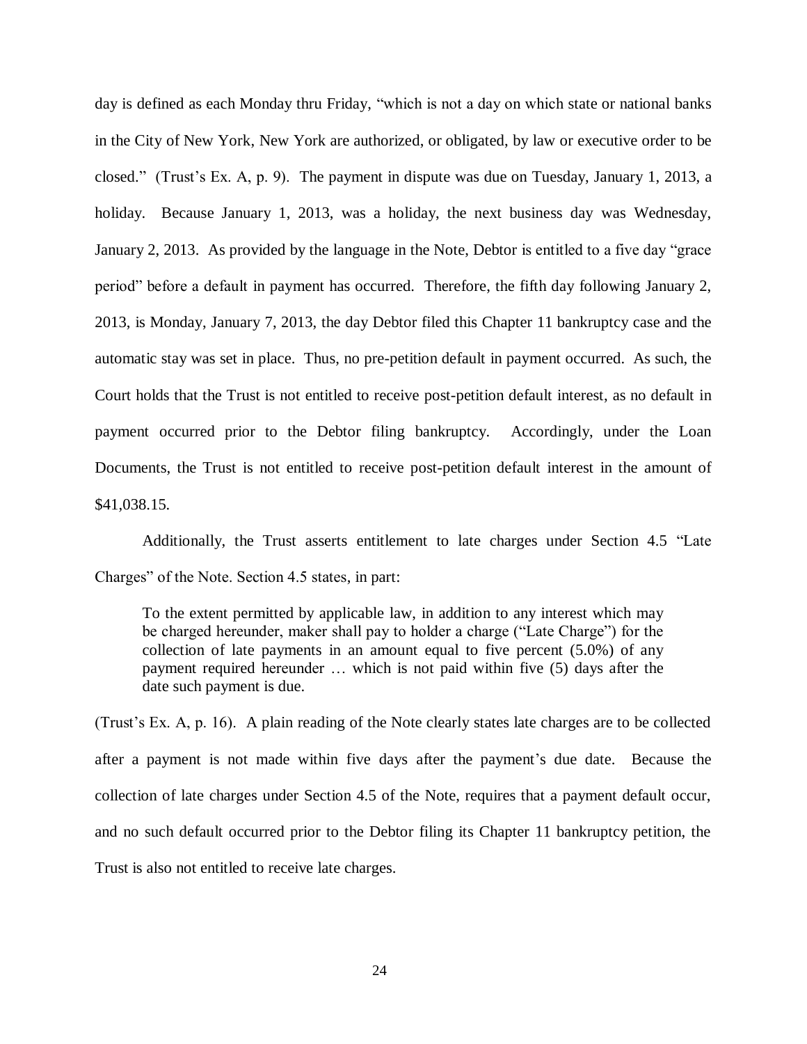day is defined as each Monday thru Friday, "which is not a day on which state or national banks in the City of New York, New York are authorized, or obligated, by law or executive order to be closed." (Trust's Ex. A, p. 9). The payment in dispute was due on Tuesday, January 1, 2013, a holiday. Because January 1, 2013, was a holiday, the next business day was Wednesday, January 2, 2013. As provided by the language in the Note, Debtor is entitled to a five day "grace period" before a default in payment has occurred. Therefore, the fifth day following January 2, 2013, is Monday, January 7, 2013, the day Debtor filed this Chapter 11 bankruptcy case and the automatic stay was set in place. Thus, no pre-petition default in payment occurred. As such, the Court holds that the Trust is not entitled to receive post-petition default interest, as no default in payment occurred prior to the Debtor filing bankruptcy. Accordingly, under the Loan Documents, the Trust is not entitled to receive post-petition default interest in the amount of $41,038.15.

Additionally, the Trust asserts entitlement to late charges under Section 4.5 "Late Charges" of the Note. Section 4.5 states, in part:

> To the extent permitted by applicable law, in addition to any interest which may be charged hereunder, maker shall pay to holder a charge ("Late Charge") for the collection of late payments in an amount equal to five percent (5.0%) of any payment required hereunder … which is not paid within five (5) days after the date such payment is due.

(Trust's Ex. A, p. 16). A plain reading of the Note clearly states late charges are to be collected after a payment is not made within five days after the payment's due date. Because the collection of late charges under Section 4.5 of the Note, requires that a payment default occur, and no such default occurred prior to the Debtor filing its Chapter 11 bankruptcy petition, the Trust is also not entitled to receive late charges.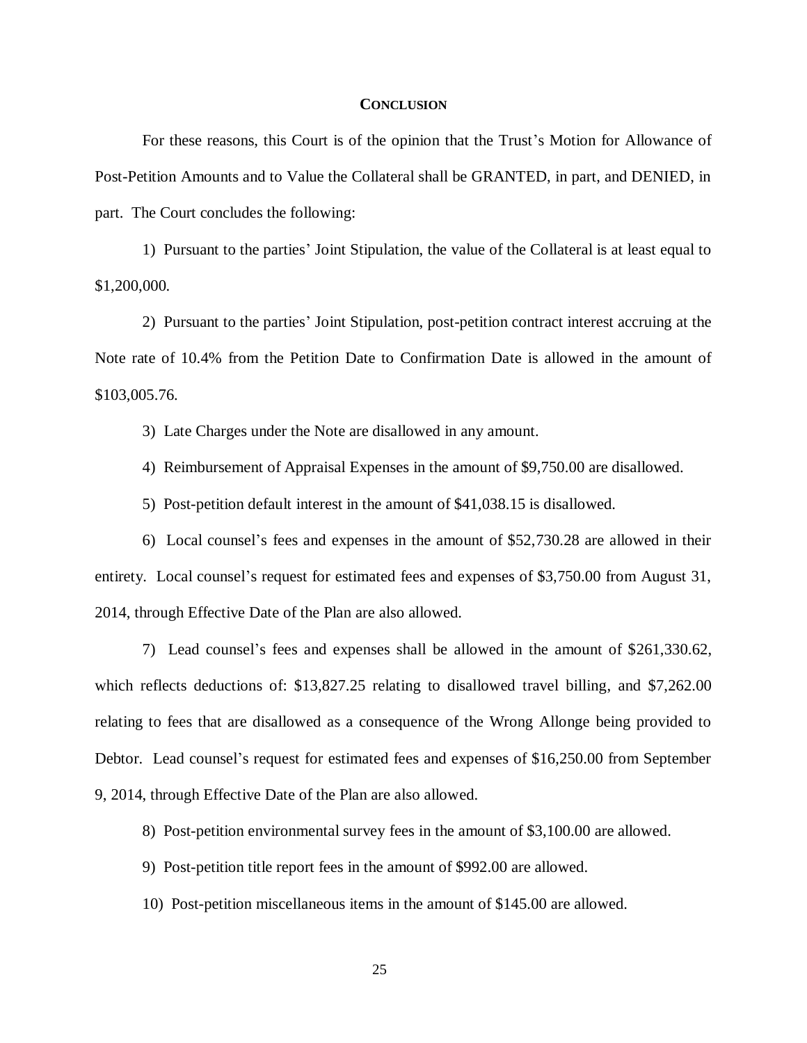## CONCLUSION

For these reasons, this Court is of the opinion that the Trust's Motion for Allowance of Post-Petition Amounts and to Value the Collateral shall be GRANTED, in part, and DENIED, in part. The Court concludes the following:

1) Pursuant to the parties' Joint Stipulation, the value of the Collateral is at least equal to $1,200,000.

2) Pursuant to the parties' Joint Stipulation, post-petition contract interest accruing at the Note rate of 10.4% from the Petition Date to Confirmation Date is allowed in the amount of $103,005.76.

3) Late Charges under the Note are disallowed in any amount.

4) Reimbursement of Appraisal Expenses in the amount of $9,750.00 are disallowed.

5) Post-petition default interest in the amount of $41,038.15 is disallowed.

6) Local counsel's fees and expenses in the amount of $52,730.28 are allowed in their entirety. Local counsel's request for estimated fees and expenses of $3,750.00 from August 31, 2014, through Effective Date of the Plan are also allowed.

7) Lead counsel's fees and expenses shall be allowed in the amount of $261,330.62, which reflects deductions of: $13,827.25 relating to disallowed travel billing, and $7,262.00 relating to fees that are disallowed as a consequence of the Wrong Allonge being provided to Debtor. Lead counsel's request for estimated fees and expenses of $16,250.00 from September 9, 2014, through Effective Date of the Plan are also allowed.

8) Post-petition environmental survey fees in the amount of $3,100.00 are allowed.

9) Post-petition title report fees in the amount of $992.00 are allowed.

10) Post-petition miscellaneous items in the amount of $145.00 are allowed.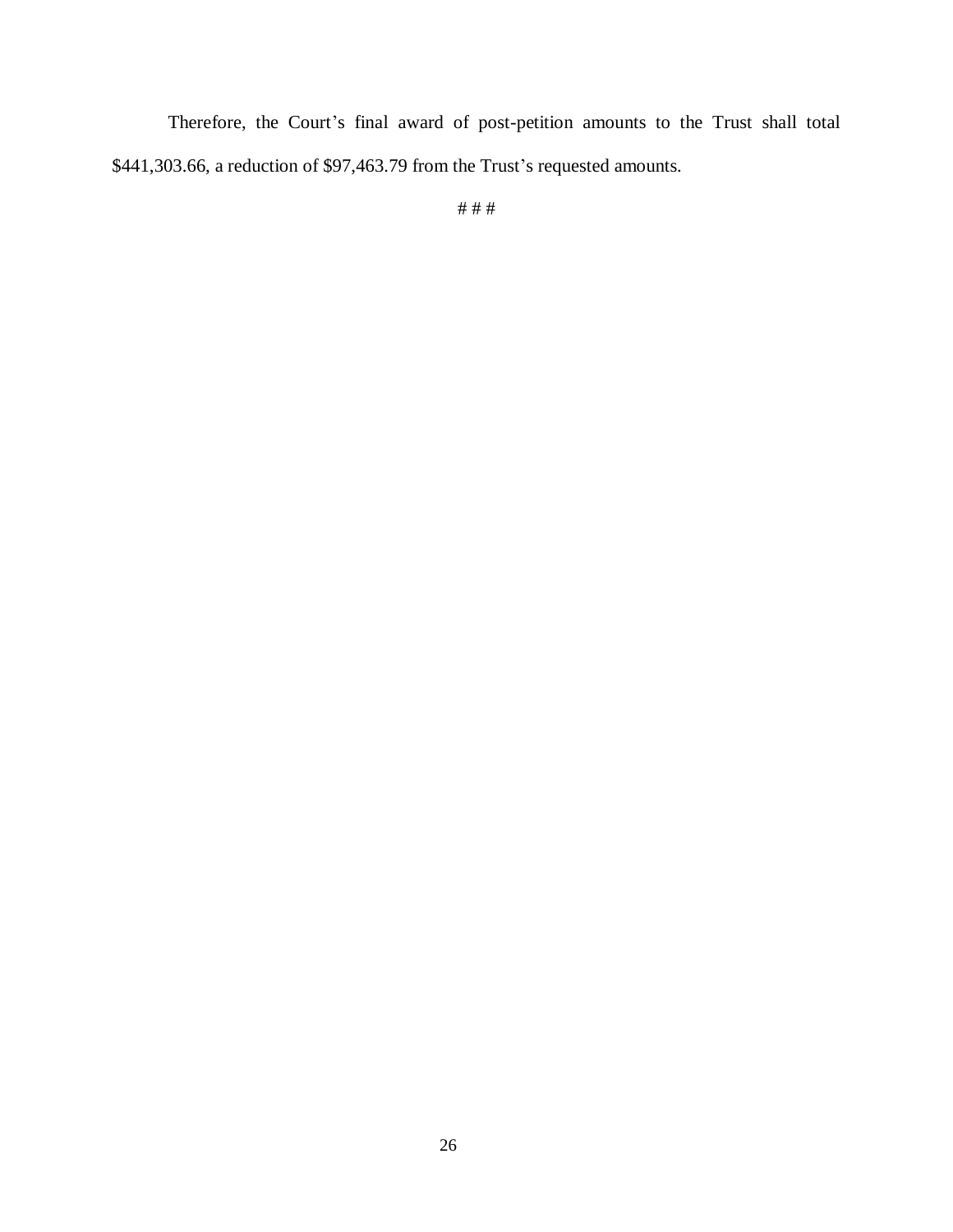Therefore, the Court's final award of post-petition amounts to the Trust shall total $441,303.66, a reduction of $97,463.79 from the Trust's requested amounts.

# # #